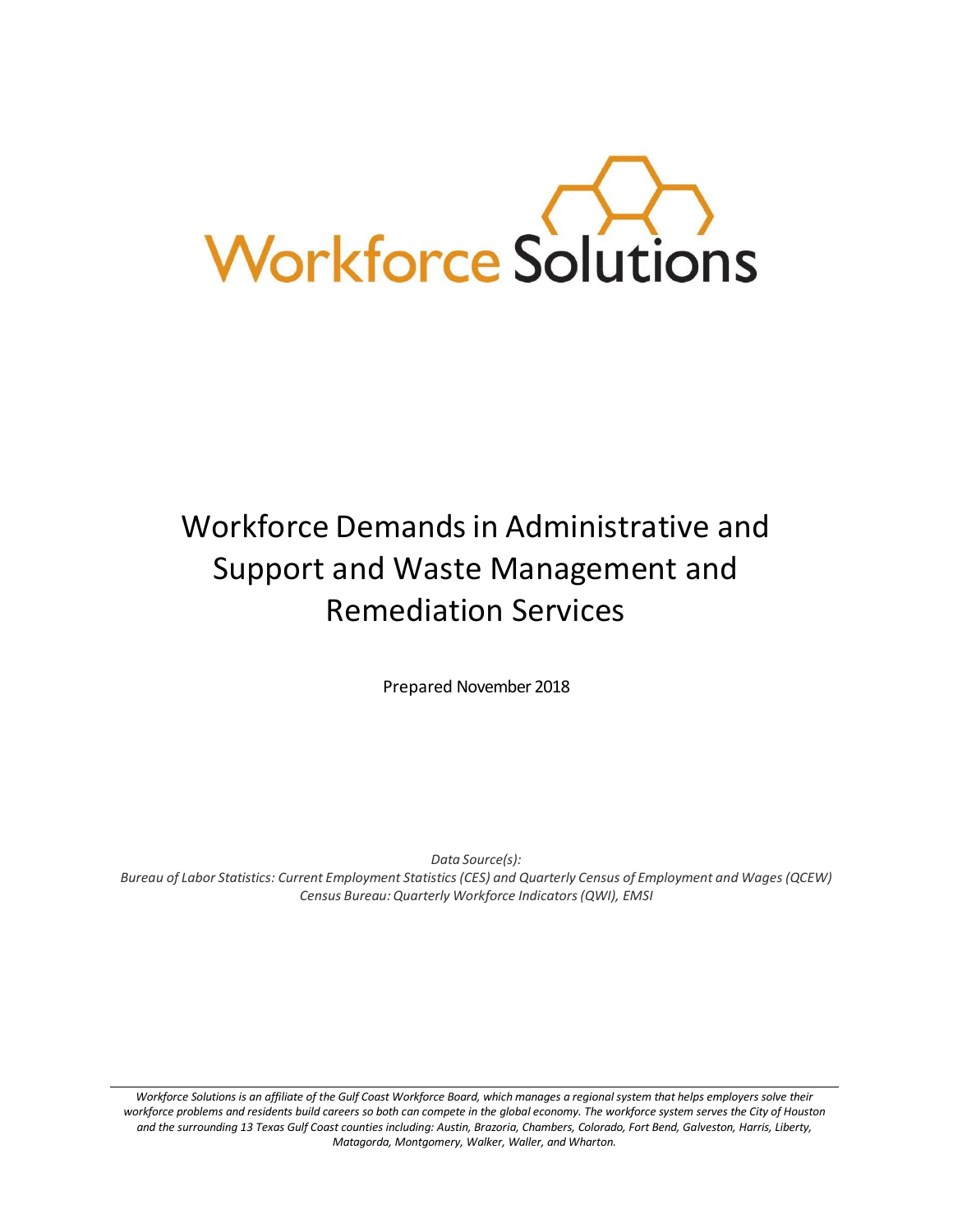Workforce Solutions

# Workforce Demands in Administrative and Support and Waste Management and Remediation Services

Prepared November 2018

*Data Source(s):*
*Bureau of Labor Statistics: Current Employment Statistics (CES) and Quarterly Census of Employment and Wages (QCEW)*
*Census Bureau: Quarterly Workforce Indicators (QWI), EMSI*

*Workforce Solutions is an affiliate of the Gulf Coast Workforce Board, which manages a regional system that helps employers solve their workforce problems and residents build careers so both can compete in the global economy. The workforce system serves the City of Houston and the surrounding 13 Texas Gulf Coast counties including: Austin, Brazoria, Chambers, Colorado, Fort Bend, Galveston, Harris, Liberty, Matagorda, Montgomery, Walker, Waller, and Wharton.*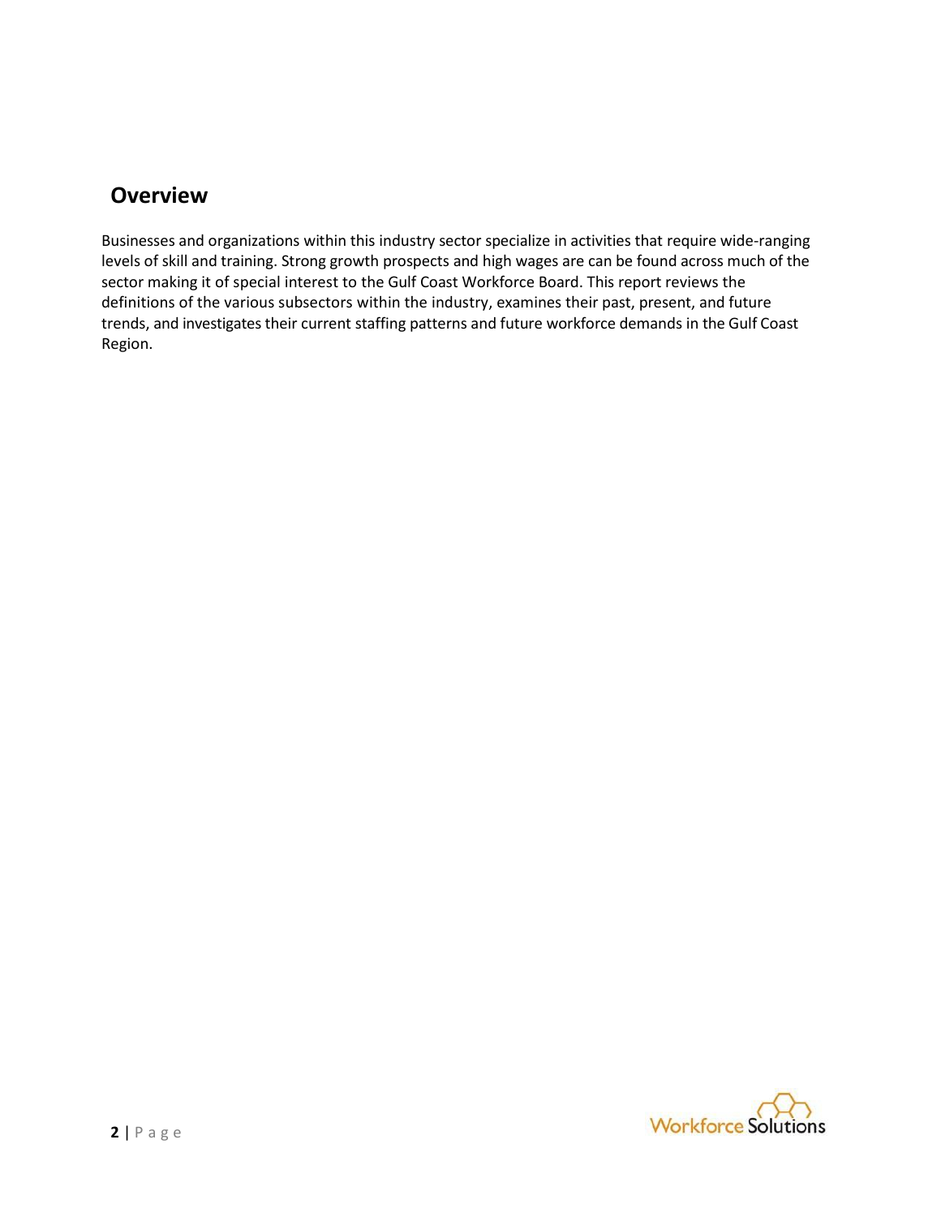## Overview

Businesses and organizations within this industry sector specialize in activities that require wide-ranging levels of skill and training. Strong growth prospects and high wages are can be found across much of the sector making it of special interest to the Gulf Coast Workforce Board. This report reviews the definitions of the various subsectors within the industry, examines their past, present, and future trends, and investigates their current staffing patterns and future workforce demands in the Gulf Coast Region.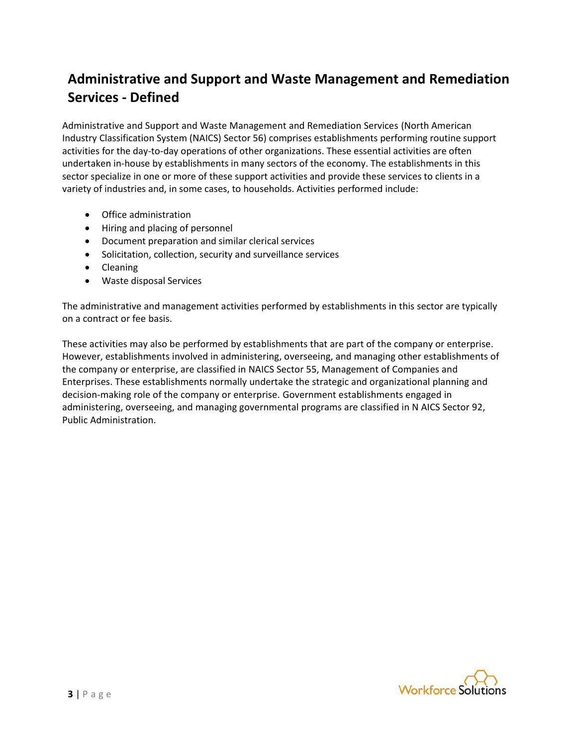## Administrative and Support and Waste Management and Remediation Services - Defined

Administrative and Support and Waste Management and Remediation Services (North American Industry Classification System (NAICS) Sector 56) comprises establishments performing routine support activities for the day-to-day operations of other organizations. These essential activities are often undertaken in-house by establishments in many sectors of the economy. The establishments in this sector specialize in one or more of these support activities and provide these services to clients in a variety of industries and, in some cases, to households. Activities performed include:

- Office administration
- Hiring and placing of personnel
- Document preparation and similar clerical services
- Solicitation, collection, security and surveillance services
- Cleaning
- Waste disposal Services

The administrative and management activities performed by establishments in this sector are typically on a contract or fee basis.

These activities may also be performed by establishments that are part of the company or enterprise. However, establishments involved in administering, overseeing, and managing other establishments of the company or enterprise, are classified in NAICS Sector 55, Management of Companies and Enterprises. These establishments normally undertake the strategic and organizational planning and decision-making role of the company or enterprise. Government establishments engaged in administering, overseeing, and managing governmental programs are classified in N AICS Sector 92, Public Administration.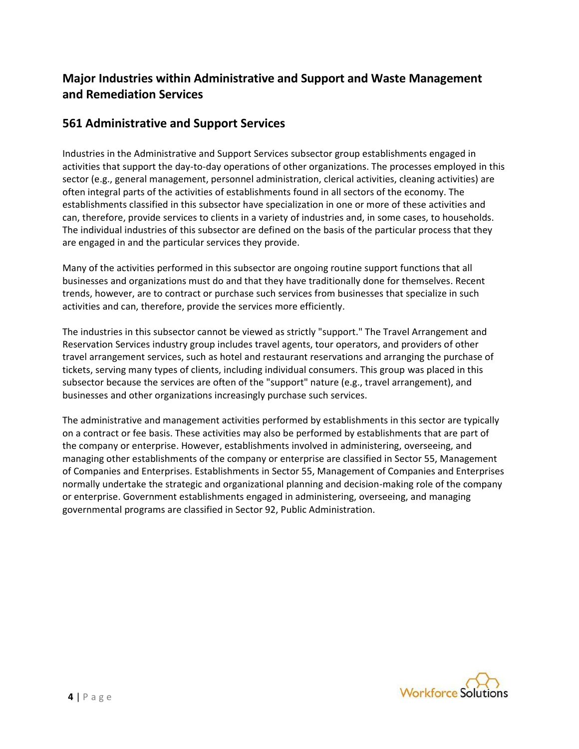## Major Industries within Administrative and Support and Waste Management and Remediation Services

## 561 Administrative and Support Services

Industries in the Administrative and Support Services subsector group establishments engaged in activities that support the day-to-day operations of other organizations. The processes employed in this sector (e.g., general management, personnel administration, clerical activities, cleaning activities) are often integral parts of the activities of establishments found in all sectors of the economy. The establishments classified in this subsector have specialization in one or more of these activities and can, therefore, provide services to clients in a variety of industries and, in some cases, to households. The individual industries of this subsector are defined on the basis of the particular process that they are engaged in and the particular services they provide.

Many of the activities performed in this subsector are ongoing routine support functions that all businesses and organizations must do and that they have traditionally done for themselves. Recent trends, however, are to contract or purchase such services from businesses that specialize in such activities and can, therefore, provide the services more efficiently.

The industries in this subsector cannot be viewed as strictly "support." The Travel Arrangement and Reservation Services industry group includes travel agents, tour operators, and providers of other travel arrangement services, such as hotel and restaurant reservations and arranging the purchase of tickets, serving many types of clients, including individual consumers. This group was placed in this subsector because the services are often of the "support" nature (e.g., travel arrangement), and businesses and other organizations increasingly purchase such services.

The administrative and management activities performed by establishments in this sector are typically on a contract or fee basis. These activities may also be performed by establishments that are part of the company or enterprise. However, establishments involved in administering, overseeing, and managing other establishments of the company or enterprise are classified in Sector 55, Management of Companies and Enterprises. Establishments in Sector 55, Management of Companies and Enterprises normally undertake the strategic and organizational planning and decision-making role of the company or enterprise. Government establishments engaged in administering, overseeing, and managing governmental programs are classified in Sector 92, Public Administration.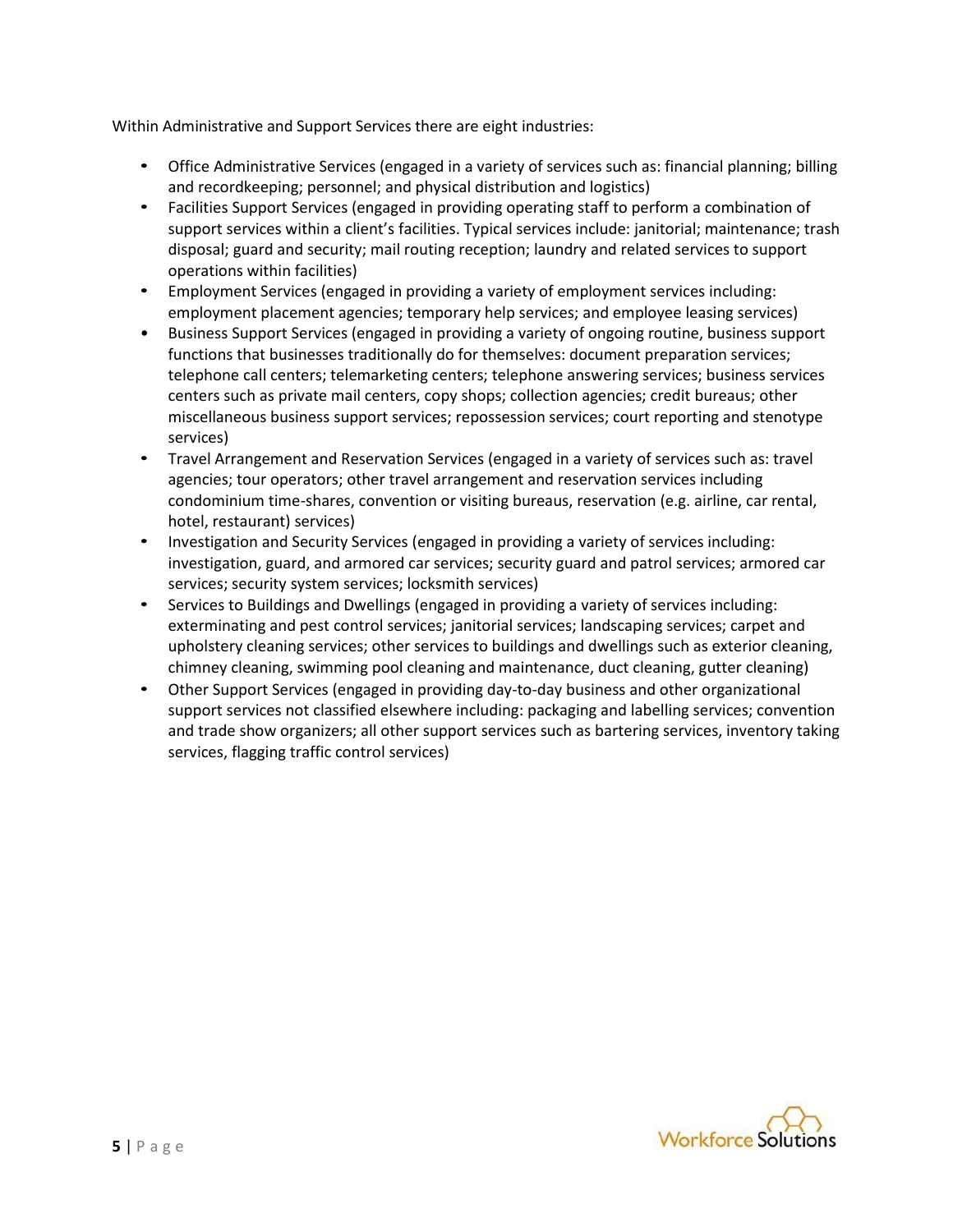Within Administrative and Support Services there are eight industries:

- Office Administrative Services (engaged in a variety of services such as: financial planning; billing and recordkeeping; personnel; and physical distribution and logistics)
- Facilities Support Services (engaged in providing operating staff to perform a combination of support services within a client's facilities. Typical services include: janitorial; maintenance; trash disposal; guard and security; mail routing reception; laundry and related services to support operations within facilities)
- Employment Services (engaged in providing a variety of employment services including: employment placement agencies; temporary help services; and employee leasing services)
- Business Support Services (engaged in providing a variety of ongoing routine, business support functions that businesses traditionally do for themselves: document preparation services; telephone call centers; telemarketing centers; telephone answering services; business services centers such as private mail centers, copy shops; collection agencies; credit bureaus; other miscellaneous business support services; repossession services; court reporting and stenotype services)
- Travel Arrangement and Reservation Services (engaged in a variety of services such as: travel agencies; tour operators; other travel arrangement and reservation services including condominium time-shares, convention or visiting bureaus, reservation (e.g. airline, car rental, hotel, restaurant) services)
- Investigation and Security Services (engaged in providing a variety of services including: investigation, guard, and armored car services; security guard and patrol services; armored car services; security system services; locksmith services)
- Services to Buildings and Dwellings (engaged in providing a variety of services including: exterminating and pest control services; janitorial services; landscaping services; carpet and upholstery cleaning services; other services to buildings and dwellings such as exterior cleaning, chimney cleaning, swimming pool cleaning and maintenance, duct cleaning, gutter cleaning)
- Other Support Services (engaged in providing day-to-day business and other organizational support services not classified elsewhere including: packaging and labelling services; convention and trade show organizers; all other support services such as bartering services, inventory taking services, flagging traffic control services)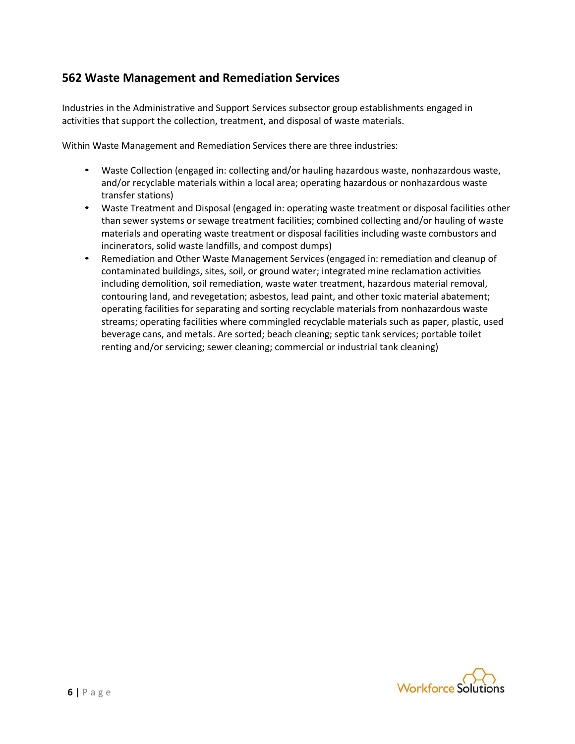## 562 Waste Management and Remediation Services

Industries in the Administrative and Support Services subsector group establishments engaged in activities that support the collection, treatment, and disposal of waste materials.

Within Waste Management and Remediation Services there are three industries:

- Waste Collection (engaged in: collecting and/or hauling hazardous waste, nonhazardous waste, and/or recyclable materials within a local area; operating hazardous or nonhazardous waste transfer stations)
- Waste Treatment and Disposal (engaged in: operating waste treatment or disposal facilities other than sewer systems or sewage treatment facilities; combined collecting and/or hauling of waste materials and operating waste treatment or disposal facilities including waste combustors and incinerators, solid waste landfills, and compost dumps)
- Remediation and Other Waste Management Services (engaged in: remediation and cleanup of contaminated buildings, sites, soil, or ground water; integrated mine reclamation activities including demolition, soil remediation, waste water treatment, hazardous material removal, contouring land, and revegetation; asbestos, lead paint, and other toxic material abatement; operating facilities for separating and sorting recyclable materials from nonhazardous waste streams; operating facilities where commingled recyclable materials such as paper, plastic, used beverage cans, and metals. Are sorted; beach cleaning; septic tank services; portable toilet renting and/or servicing; sewer cleaning; commercial or industrial tank cleaning)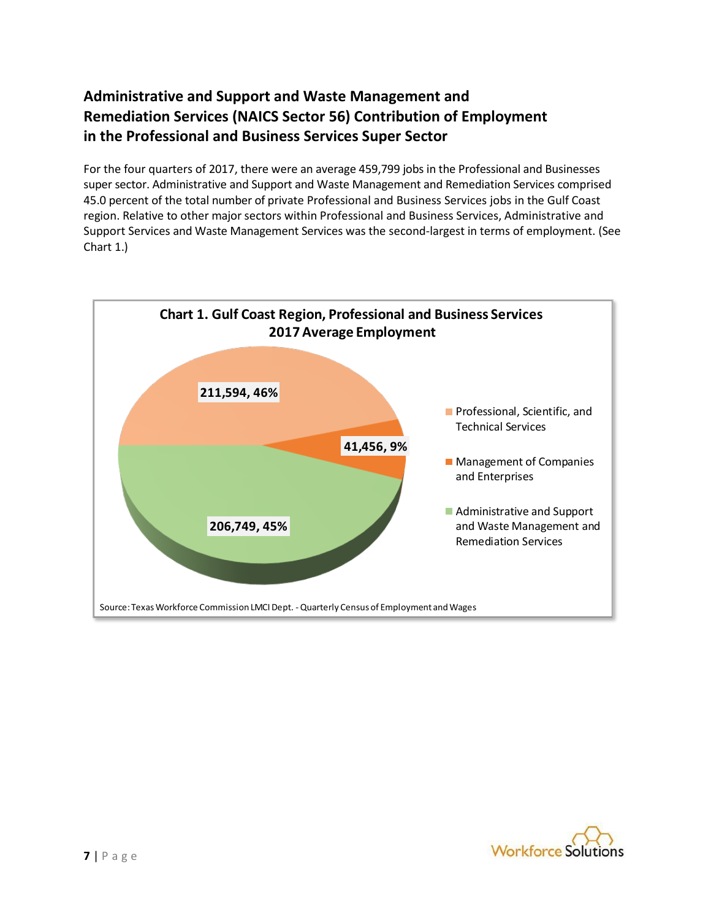## Administrative and Support and Waste Management and Remediation Services (NAICS Sector 56) Contribution of Employment in the Professional and Business Services Super Sector

For the four quarters of 2017, there were an average 459,799 jobs in the Professional and Businesses super sector. Administrative and Support and Waste Management and Remediation Services comprised 45.0 percent of the total number of private Professional and Business Services jobs in the Gulf Coast region. Relative to other major sectors within Professional and Business Services, Administrative and Support Services and Waste Management Services was the second-largest in terms of employment. (See Chart 1.)

**Chart 1. Gulf Coast Region, Professional and Business Services 2017 Average Employment**

| Sector | Employment | Percent |
|---|---|---|
| Professional, Scientific, and Technical Services | 211,594 | 46% |
| Management of Companies and Enterprises | 41,456 | 9% |
| Administrative and Support and Waste Management and Remediation Services | 206,749 | 45% |

Source: Texas Workforce Commission LMCI Dept. - Quarterly Census of Employment and Wages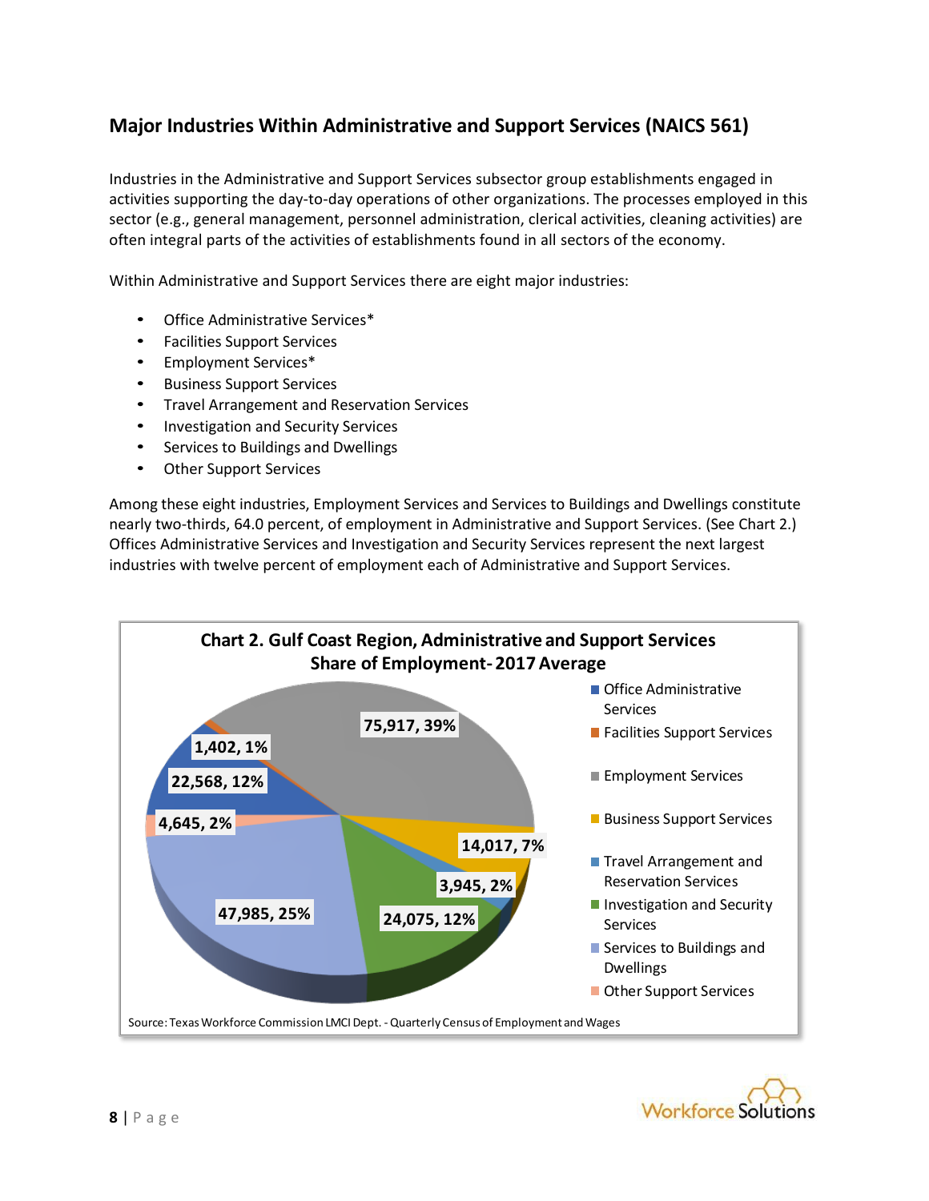## Major Industries Within Administrative and Support Services (NAICS 561)

Industries in the Administrative and Support Services subsector group establishments engaged in activities supporting the day-to-day operations of other organizations. The processes employed in this sector (e.g., general management, personnel administration, clerical activities, cleaning activities) are often integral parts of the activities of establishments found in all sectors of the economy.

Within Administrative and Support Services there are eight major industries:

- Office Administrative Services*
- Facilities Support Services
- Employment Services*
- Business Support Services
- Travel Arrangement and Reservation Services
- Investigation and Security Services
- Services to Buildings and Dwellings
- Other Support Services

Among these eight industries, Employment Services and Services to Buildings and Dwellings constitute nearly two-thirds, 64.0 percent, of employment in Administrative and Support Services. (See Chart 2.) Offices Administrative Services and Investigation and Security Services represent the next largest industries with twelve percent of employment each of Administrative and Support Services.

**Chart 2. Gulf Coast Region, Administrative and Support Services Share of Employment- 2017 Average**

| Industry | Employment | Share |
|---|---|---|
| Office Administrative Services | 22,568 | 12% |
| Facilities Support Services | 1,402 | 1% |
| Employment Services | 75,917 | 39% |
| Business Support Services | 14,017 | 7% |
| Travel Arrangement and Reservation Services | 3,945 | 2% |
| Investigation and Security Services | 24,075 | 12% |
| Services to Buildings and Dwellings | 47,985 | 25% |
| Other Support Services | 4,645 | 2% |

Source: Texas Workforce Commission LMCI Dept. - Quarterly Census of Employment and Wages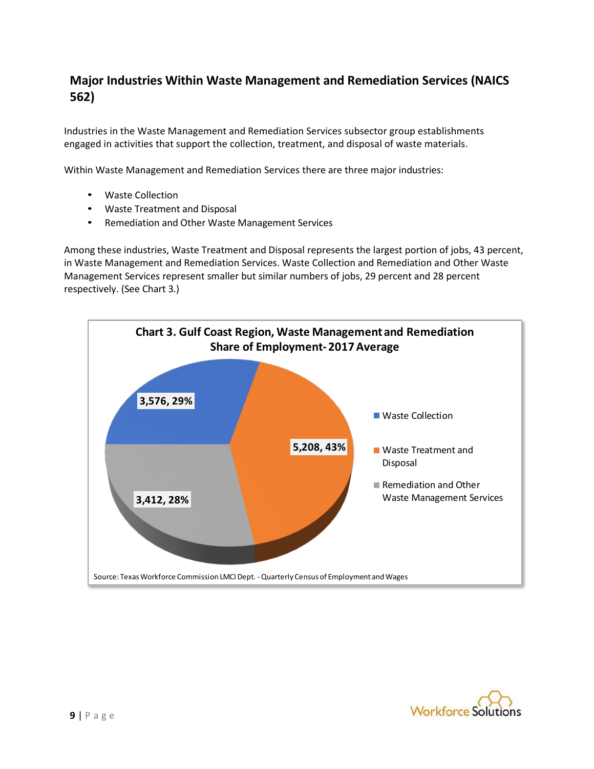## Major Industries Within Waste Management and Remediation Services (NAICS 562)

Industries in the Waste Management and Remediation Services subsector group establishments engaged in activities that support the collection, treatment, and disposal of waste materials.

Within Waste Management and Remediation Services there are three major industries:

- Waste Collection
- Waste Treatment and Disposal
- Remediation and Other Waste Management Services

Among these industries, Waste Treatment and Disposal represents the largest portion of jobs, 43 percent, in Waste Management and Remediation Services. Waste Collection and Remediation and Other Waste Management Services represent smaller but similar numbers of jobs, 29 percent and 28 percent respectively. (See Chart 3.)

**Chart 3. Gulf Coast Region, Waste Management and Remediation Share of Employment- 2017 Average**

| Industry | Employment | Share |
|---|---|---|
| Waste Collection | 3,576 | 29% |
| Waste Treatment and Disposal | 5,208 | 43% |
| Remediation and Other Waste Management Services | 3,412 | 28% |

Source: Texas Workforce Commission LMCI Dept. - Quarterly Census of Employment and Wages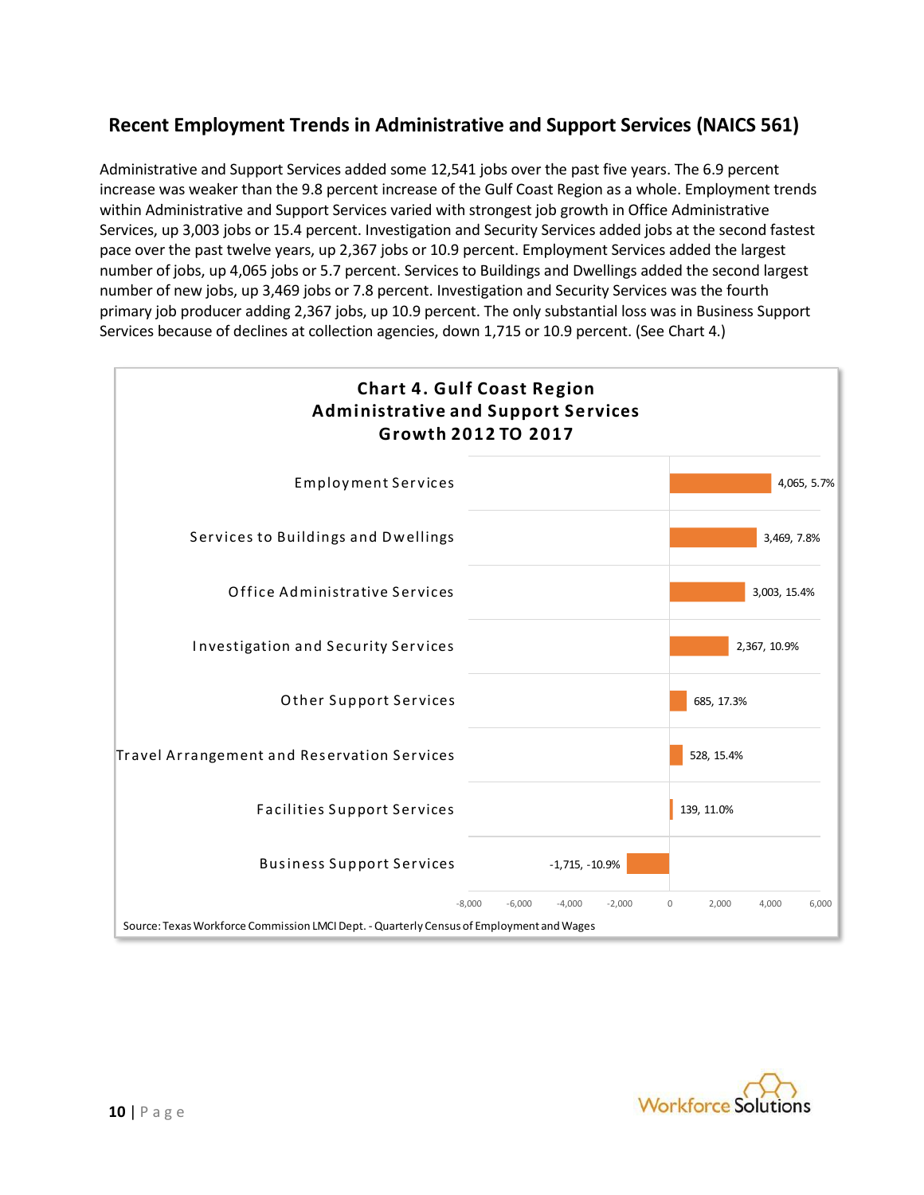## Recent Employment Trends in Administrative and Support Services (NAICS 561)

Administrative and Support Services added some 12,541 jobs over the past five years. The 6.9 percent increase was weaker than the 9.8 percent increase of the Gulf Coast Region as a whole. Employment trends within Administrative and Support Services varied with strongest job growth in Office Administrative Services, up 3,003 jobs or 15.4 percent. Investigation and Security Services added jobs at the second fastest pace over the past twelve years, up 2,367 jobs or 10.9 percent. Employment Services added the largest number of jobs, up 4,065 jobs or 5.7 percent. Services to Buildings and Dwellings added the second largest number of new jobs, up 3,469 jobs or 7.8 percent. Investigation and Security Services was the fourth primary job producer adding 2,367 jobs, up 10.9 percent. The only substantial loss was in Business Support Services because of declines at collection agencies, down 1,715 or 10.9 percent. (See Chart 4.)

**Chart 4. Gulf Coast Region Administrative and Support Services Growth 2012 TO 2017**

| Industry | Change | Percent |
|---|---|---|
| Employment Services | 4,065 | 5.7% |
| Services to Buildings and Dwellings | 3,469 | 7.8% |
| Office Administrative Services | 3,003 | 15.4% |
| Investigation and Security Services | 2,367 | 10.9% |
| Other Support Services | 685 | 17.3% |
| Travel Arrangement and Reservation Services | 528 | 15.4% |
| Facilities Support Services | 139 | 11.0% |
| Business Support Services | -1,715 | -10.9% |

Source: Texas Workforce Commission LMCI Dept. - Quarterly Census of Employment and Wages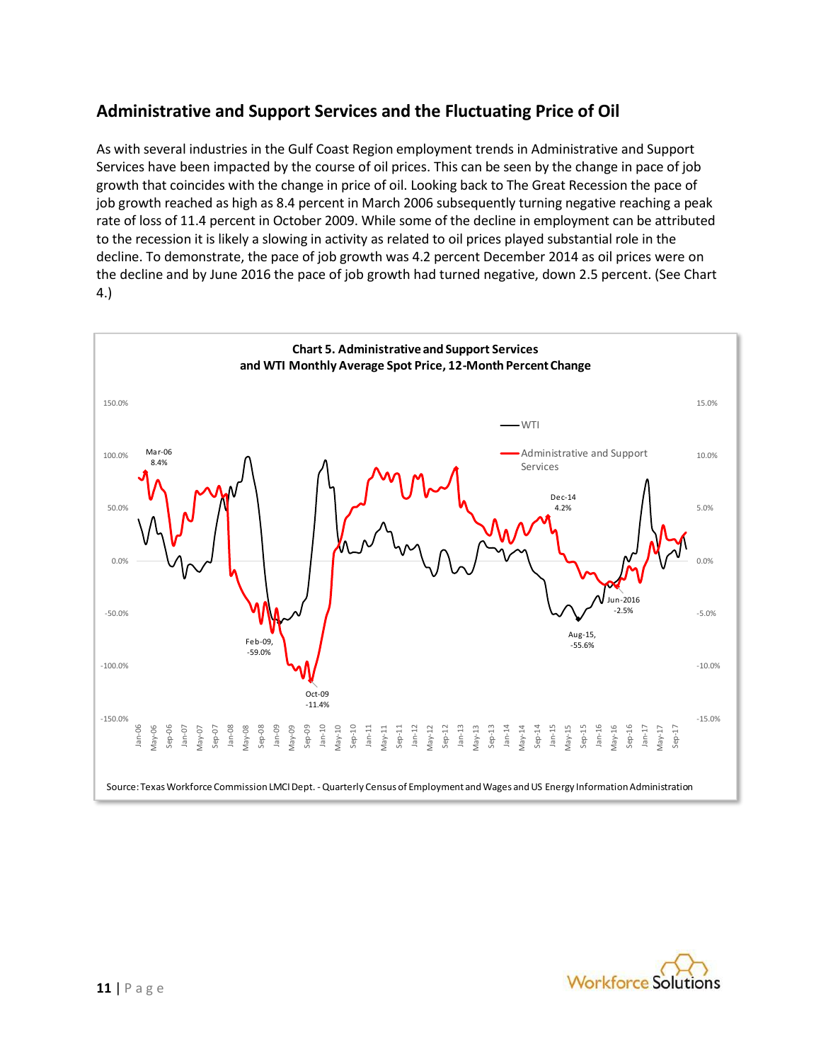## Administrative and Support Services and the Fluctuating Price of Oil

As with several industries in the Gulf Coast Region employment trends in Administrative and Support Services have been impacted by the course of oil prices. This can be seen by the change in pace of job growth that coincides with the change in price of oil. Looking back to The Great Recession the pace of job growth reached as high as 8.4 percent in March 2006 subsequently turning negative reaching a peak rate of loss of 11.4 percent in October 2009. While some of the decline in employment can be attributed to the recession it is likely a slowing in activity as related to oil prices played substantial role in the decline. To demonstrate, the pace of job growth was 4.2 percent December 2014 as oil prices were on the decline and by June 2016 the pace of job growth had turned negative, down 2.5 percent. (See Chart 4.)

**Chart 5. Administrative and Support Services and WTI Monthly Average Spot Price, 12-Month Percent Change**

Source: Texas Workforce Commission LMCI Dept. - Quarterly Census of Employment and Wages and US Energy Information Administration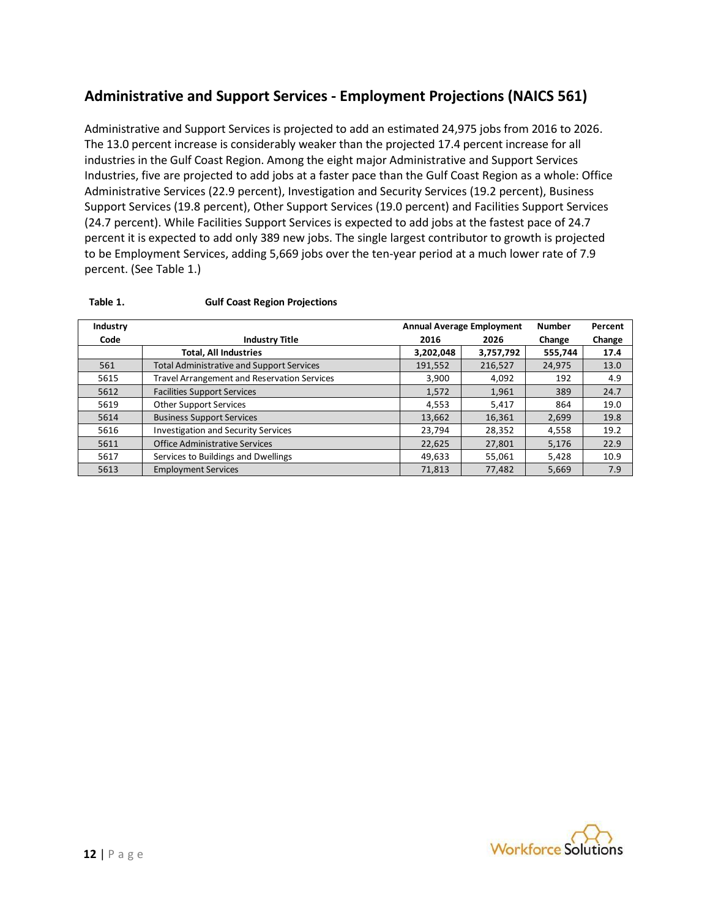## Administrative and Support Services - Employment Projections (NAICS 561)

Administrative and Support Services is projected to add an estimated 24,975 jobs from 2016 to 2026. The 13.0 percent increase is considerably weaker than the projected 17.4 percent increase for all industries in the Gulf Coast Region. Among the eight major Administrative and Support Services Industries, five are projected to add jobs at a faster pace than the Gulf Coast Region as a whole: Office Administrative Services (22.9 percent), Investigation and Security Services (19.2 percent), Business Support Services (19.8 percent), Other Support Services (19.0 percent) and Facilities Support Services (24.7 percent). While Facilities Support Services is expected to add jobs at the fastest pace of 24.7 percent it is expected to add only 389 new jobs. The single largest contributor to growth is projected to be Employment Services, adding 5,669 jobs over the ten-year period at a much lower rate of 7.9 percent. (See Table 1.)

**Table 1.** **Gulf Coast Region Projections**

| Industry Code | Industry Title | Annual Average Employment 2016 | Annual Average Employment 2026 | Number Change | Percent Change |
|---|---|---|---|---|---|
| | **Total, All Industries** | **3,202,048** | **3,757,792** | **555,744** | **17.4** |
| 561 | Total Administrative and Support Services | 191,552 | 216,527 | 24,975 | 13.0 |
| 5615 | Travel Arrangement and Reservation Services | 3,900 | 4,092 | 192 | 4.9 |
| 5612 | Facilities Support Services | 1,572 | 1,961 | 389 | 24.7 |
| 5619 | Other Support Services | 4,553 | 5,417 | 864 | 19.0 |
| 5614 | Business Support Services | 13,662 | 16,361 | 2,699 | 19.8 |
| 5616 | Investigation and Security Services | 23,794 | 28,352 | 4,558 | 19.2 |
| 5611 | Office Administrative Services | 22,625 | 27,801 | 5,176 | 22.9 |
| 5617 | Services to Buildings and Dwellings | 49,633 | 55,061 | 5,428 | 10.9 |
| 5613 | Employment Services | 71,813 | 77,482 | 5,669 | 7.9 |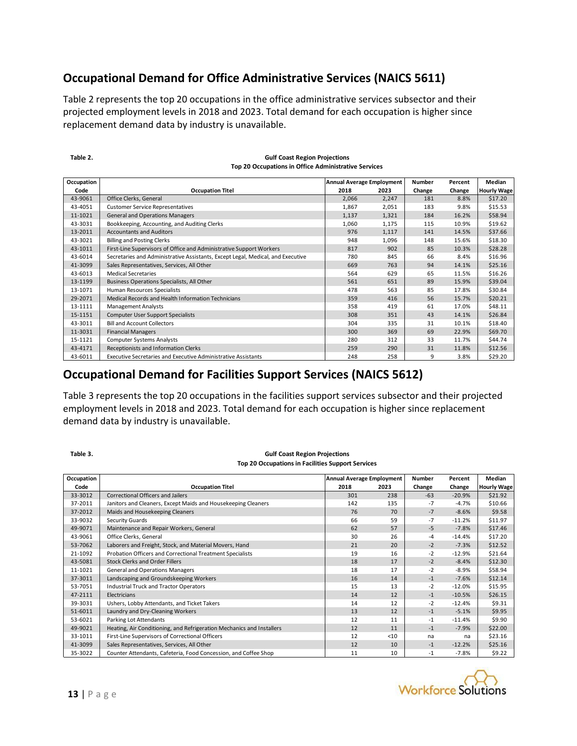## Occupational Demand for Office Administrative Services (NAICS 5611)

Table 2 represents the top 20 occupations in the office administrative services subsector and their projected employment levels in 2018 and 2023. Total demand for each occupation is higher since replacement demand data by industry is unavailable.

**Table 2.**

**Gulf Coast Region Projections**
**Top 20 Occupations in Office Administrative Services**

| Occupation Code | Occupation Titel | Annual Average Employment | | Number Change | Percent Change | Median Hourly Wage |
|---|---|---|---|---|---|---|
| | | 2018 | 2023 | | | |
| 43-9061 | Office Clerks, General | 2,066 | 2,247 | 181 | 8.8% | $17.20 |
| 43-4051 | Customer Service Representatives | 1,867 | 2,051 | 183 | 9.8% | $15.53 |
| 11-1021 | General and Operations Managers | 1,137 | 1,321 | 184 | 16.2% | $58.94 |
| 43-3031 | Bookkeeping, Accounting, and Auditing Clerks | 1,060 | 1,175 | 115 | 10.9% | $19.62 |
| 13-2011 | Accountants and Auditors | 976 | 1,117 | 141 | 14.5% | $37.66 |
| 43-3021 | Billing and Posting Clerks | 948 | 1,096 | 148 | 15.6% | $18.30 |
| 43-1011 | First-Line Supervisors of Office and Administrative Support Workers | 817 | 902 | 85 | 10.3% | $28.28 |
| 43-6014 | Secretaries and Administrative Assistants, Except Legal, Medical, and Executive | 780 | 845 | 66 | 8.4% | $16.96 |
| 41-3099 | Sales Representatives, Services, All Other | 669 | 763 | 94 | 14.1% | $25.16 |
| 43-6013 | Medical Secretaries | 564 | 629 | 65 | 11.5% | $16.26 |
| 13-1199 | Business Operations Specialists, All Other | 561 | 651 | 89 | 15.9% | $39.04 |
| 13-1071 | Human Resources Specialists | 478 | 563 | 85 | 17.8% | $30.84 |
| 29-2071 | Medical Records and Health Information Technicians | 359 | 416 | 56 | 15.7% | $20.21 |
| 13-1111 | Management Analysts | 358 | 419 | 61 | 17.0% | $48.11 |
| 15-1151 | Computer User Support Specialists | 308 | 351 | 43 | 14.1% | $26.84 |
| 43-3011 | Bill and Account Collectors | 304 | 335 | 31 | 10.1% | $18.40 |
| 11-3031 | Financial Managers | 300 | 369 | 69 | 22.9% | $69.70 |
| 15-1121 | Computer Systems Analysts | 280 | 312 | 33 | 11.7% | $44.74 |
| 43-4171 | Receptionists and Information Clerks | 259 | 290 | 31 | 11.8% | $12.56 |
| 43-6011 | Executive Secretaries and Executive Administrative Assistants | 248 | 258 | 9 | 3.8% | $29.20 |

## Occupational Demand for Facilities Support Services (NAICS 5612)

Table 3 represents the top 20 occupations in the facilities support services subsector and their projected employment levels in 2018 and 2023. Total demand for each occupation is higher since replacement demand data by industry is unavailable.

**Table 3.**

**Gulf Coast Region Projections**
**Top 20 Occupations in Facilities Support Services**

| Occupation Code | Occupation Titel | Annual Average Employment | | Number Change | Percent Change | Median Hourly Wage |
|---|---|---|---|---|---|---|
| | | 2018 | 2023 | | | |
| 33-3012 | Correctional Officers and Jailers | 301 | 238 | -63 | -20.9% | $21.92 |
| 37-2011 | Janitors and Cleaners, Except Maids and Housekeeping Cleaners | 142 | 135 | -7 | -4.7% | $10.66 |
| 37-2012 | Maids and Housekeeping Cleaners | 76 | 70 | -7 | -8.6% | $9.58 |
| 33-9032 | Security Guards | 66 | 59 | -7 | -11.2% | $11.97 |
| 49-9071 | Maintenance and Repair Workers, General | 62 | 57 | -5 | -7.8% | $17.46 |
| 43-9061 | Office Clerks, General | 30 | 26 | -4 | -14.4% | $17.20 |
| 53-7062 | Laborers and Freight, Stock, and Material Movers, Hand | 21 | 20 | -2 | -7.3% | $12.52 |
| 21-1092 | Probation Officers and Correctional Treatment Specialists | 19 | 16 | -2 | -12.9% | $21.64 |
| 43-5081 | Stock Clerks and Order Fillers | 18 | 17 | -2 | -8.4% | $12.30 |
| 11-1021 | General and Operations Managers | 18 | 17 | -2 | -8.9% | $58.94 |
| 37-3011 | Landscaping and Groundskeeping Workers | 16 | 14 | -1 | -7.6% | $12.14 |
| 53-7051 | Industrial Truck and Tractor Operators | 15 | 13 | -2 | -12.0% | $15.95 |
| 47-2111 | Electricians | 14 | 12 | -1 | -10.5% | $26.15 |
| 39-3031 | Ushers, Lobby Attendants, and Ticket Takers | 14 | 12 | -2 | -12.4% | $9.31 |
| 51-6011 | Laundry and Dry-Cleaning Workers | 13 | 12 | -1 | -5.1% | $9.95 |
| 53-6021 | Parking Lot Attendants | 12 | 11 | -1 | -11.4% | $9.90 |
| 49-9021 | Heating, Air Conditioning, and Refrigeration Mechanics and Installers | 12 | 11 | -1 | -7.9% | $22.00 |
| 33-1011 | First-Line Supervisors of Correctional Officers | 12 | <10 | na | na | $23.16 |
| 41-3099 | Sales Representatives, Services, All Other | 12 | 10 | -1 | -12.2% | $25.16 |
| 35-3022 | Counter Attendants, Cafeteria, Food Concession, and Coffee Shop | 11 | 10 | -1 | -7.8% | $9.22 |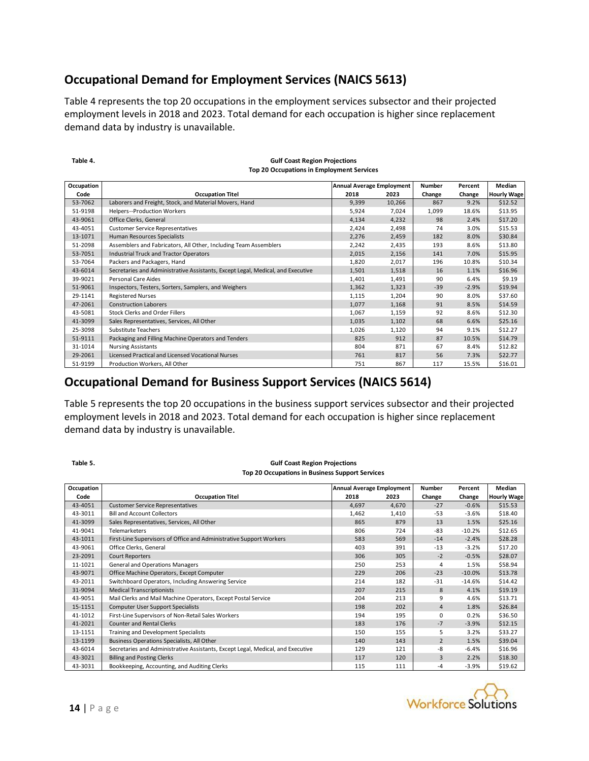## Occupational Demand for Employment Services (NAICS 5613)

Table 4 represents the top 20 occupations in the employment services subsector and their projected employment levels in 2018 and 2023. Total demand for each occupation is higher since replacement demand data by industry is unavailable.

**Table 4.**

**Gulf Coast Region Projections**
**Top 20 Occupations in Employment Services**

| Occupation Code | Occupation Titel | Annual Average Employment 2018 | Annual Average Employment 2023 | Number Change | Percent Change | Median Hourly Wage |
|---|---|---|---|---|---|---|
| 53-7062 | Laborers and Freight, Stock, and Material Movers, Hand | 9,399 | 10,266 | 867 | 9.2% | $12.52 |
| 51-9198 | Helpers--Production Workers | 5,924 | 7,024 | 1,099 | 18.6% | $13.95 |
| 43-9061 | Office Clerks, General | 4,134 | 4,232 | 98 | 2.4% | $17.20 |
| 43-4051 | Customer Service Representatives | 2,424 | 2,498 | 74 | 3.0% | $15.53 |
| 13-1071 | Human Resources Specialists | 2,276 | 2,459 | 182 | 8.0% | $30.84 |
| 51-2098 | Assemblers and Fabricators, All Other, Including Team Assemblers | 2,242 | 2,435 | 193 | 8.6% | $13.80 |
| 53-7051 | Industrial Truck and Tractor Operators | 2,015 | 2,156 | 141 | 7.0% | $15.95 |
| 53-7064 | Packers and Packagers, Hand | 1,820 | 2,017 | 196 | 10.8% | $10.34 |
| 43-6014 | Secretaries and Administrative Assistants, Except Legal, Medical, and Executive | 1,501 | 1,518 | 16 | 1.1% | $16.96 |
| 39-9021 | Personal Care Aides | 1,401 | 1,491 | 90 | 6.4% | $9.19 |
| 51-9061 | Inspectors, Testers, Sorters, Samplers, and Weighers | 1,362 | 1,323 | -39 | -2.9% | $19.94 |
| 29-1141 | Registered Nurses | 1,115 | 1,204 | 90 | 8.0% | $37.60 |
| 47-2061 | Construction Laborers | 1,077 | 1,168 | 91 | 8.5% | $14.59 |
| 43-5081 | Stock Clerks and Order Fillers | 1,067 | 1,159 | 92 | 8.6% | $12.30 |
| 41-3099 | Sales Representatives, Services, All Other | 1,035 | 1,102 | 68 | 6.6% | $25.16 |
| 25-3098 | Substitute Teachers | 1,026 | 1,120 | 94 | 9.1% | $12.27 |
| 51-9111 | Packaging and Filling Machine Operators and Tenders | 825 | 912 | 87 | 10.5% | $14.79 |
| 31-1014 | Nursing Assistants | 804 | 871 | 67 | 8.4% | $12.82 |
| 29-2061 | Licensed Practical and Licensed Vocational Nurses | 761 | 817 | 56 | 7.3% | $22.77 |
| 51-9199 | Production Workers, All Other | 751 | 867 | 117 | 15.5% | $16.01 |

## Occupational Demand for Business Support Services (NAICS 5614)

Table 5 represents the top 20 occupations in the business support services subsector and their projected employment levels in 2018 and 2023. Total demand for each occupation is higher since replacement demand data by industry is unavailable.

**Table 5.**

**Gulf Coast Region Projections**
**Top 20 Occupations in Business Support Services**

| Occupation Code | Occupation Titel | Annual Average Employment 2018 | Annual Average Employment 2023 | Number Change | Percent Change | Median Hourly Wage |
|---|---|---|---|---|---|---|
| 43-4051 | Customer Service Representatives | 4,697 | 4,670 | -27 | -0.6% | $15.53 |
| 43-3011 | Bill and Account Collectors | 1,462 | 1,410 | -53 | -3.6% | $18.40 |
| 41-3099 | Sales Representatives, Services, All Other | 865 | 879 | 13 | 1.5% | $25.16 |
| 41-9041 | Telemarketers | 806 | 724 | -83 | -10.2% | $12.65 |
| 43-1011 | First-Line Supervisors of Office and Administrative Support Workers | 583 | 569 | -14 | -2.4% | $28.28 |
| 43-9061 | Office Clerks, General | 403 | 391 | -13 | -3.2% | $17.20 |
| 23-2091 | Court Reporters | 306 | 305 | -2 | -0.5% | $28.07 |
| 11-1021 | General and Operations Managers | 250 | 253 | 4 | 1.5% | $58.94 |
| 43-9071 | Office Machine Operators, Except Computer | 229 | 206 | -23 | -10.0% | $13.78 |
| 43-2011 | Switchboard Operators, Including Answering Service | 214 | 182 | -31 | -14.6% | $14.42 |
| 31-9094 | Medical Transcriptionists | 207 | 215 | 8 | 4.1% | $19.19 |
| 43-9051 | Mail Clerks and Mail Machine Operators, Except Postal Service | 204 | 213 | 9 | 4.6% | $13.71 |
| 15-1151 | Computer User Support Specialists | 198 | 202 | 4 | 1.8% | $26.84 |
| 41-1012 | First-Line Supervisors of Non-Retail Sales Workers | 194 | 195 | 0 | 0.2% | $36.50 |
| 41-2021 | Counter and Rental Clerks | 183 | 176 | -7 | -3.9% | $12.15 |
| 13-1151 | Training and Development Specialists | 150 | 155 | 5 | 3.2% | $33.27 |
| 13-1199 | Business Operations Specialists, All Other | 140 | 143 | 2 | 1.5% | $39.04 |
| 43-6014 | Secretaries and Administrative Assistants, Except Legal, Medical, and Executive | 129 | 121 | -8 | -6.4% | $16.96 |
| 43-3021 | Billing and Posting Clerks | 117 | 120 | 3 | 2.2% | $18.30 |
| 43-3031 | Bookkeeping, Accounting, and Auditing Clerks | 115 | 111 | -4 | -3.9% | $19.62 |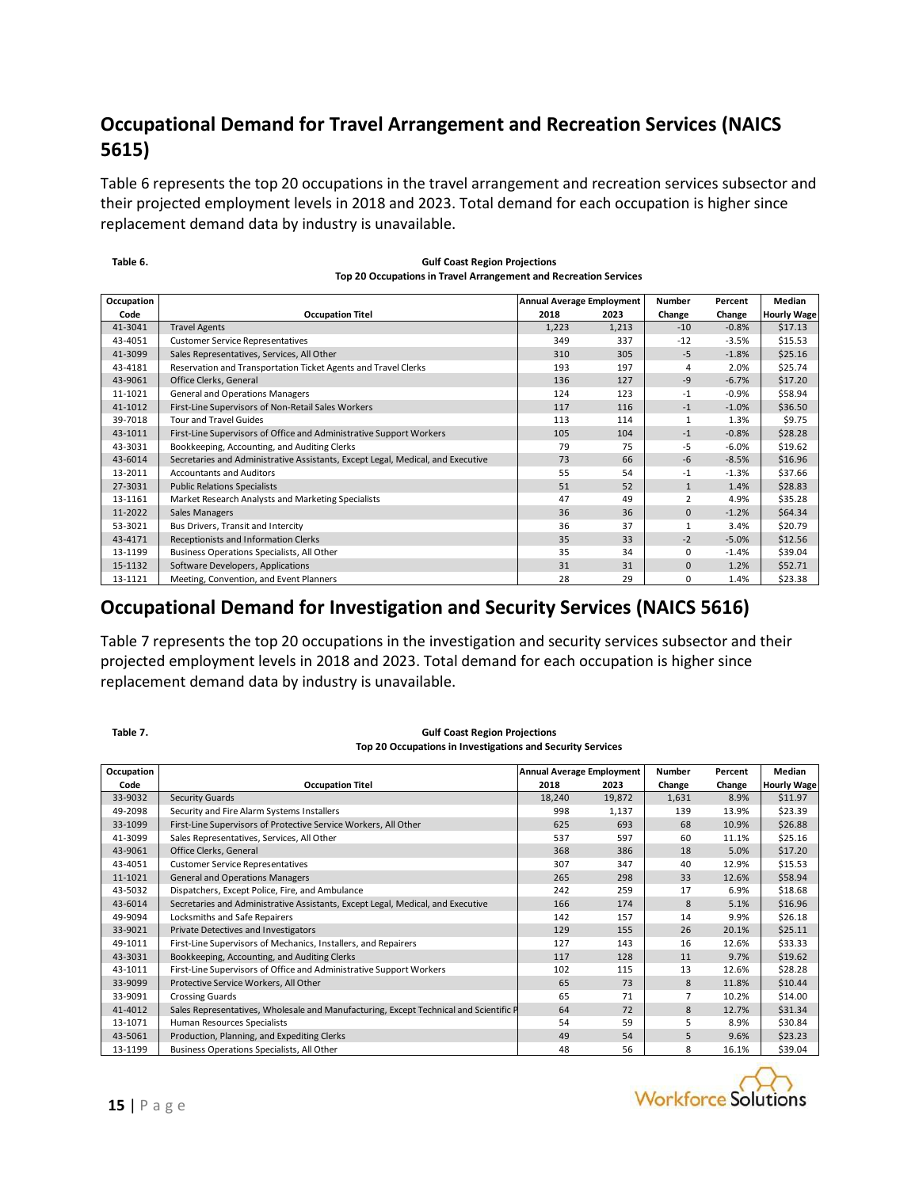## Occupational Demand for Travel Arrangement and Recreation Services (NAICS 5615)

Table 6 represents the top 20 occupations in the travel arrangement and recreation services subsector and their projected employment levels in 2018 and 2023. Total demand for each occupation is higher since replacement demand data by industry is unavailable.

**Table 6.**

**Gulf Coast Region Projections**
**Top 20 Occupations in Travel Arrangement and Recreation Services**

| Occupation Code | Occupation Titel | Annual Average Employment 2018 | Annual Average Employment 2023 | Number Change | Percent Change | Median Hourly Wage |
|---|---|---|---|---|---|---|
| 41-3041 | Travel Agents | 1,223 | 1,213 | -10 | -0.8% | $17.13 |
| 43-4051 | Customer Service Representatives | 349 | 337 | -12 | -3.5% | $15.53 |
| 41-3099 | Sales Representatives, Services, All Other | 310 | 305 | -5 | -1.8% | $25.16 |
| 43-4181 | Reservation and Transportation Ticket Agents and Travel Clerks | 193 | 197 | 4 | 2.0% | $25.74 |
| 43-9061 | Office Clerks, General | 136 | 127 | -9 | -6.7% | $17.20 |
| 11-1021 | General and Operations Managers | 124 | 123 | -1 | -0.9% | $58.94 |
| 41-1012 | First-Line Supervisors of Non-Retail Sales Workers | 117 | 116 | -1 | -1.0% | $36.50 |
| 39-7018 | Tour and Travel Guides | 113 | 114 | 1 | 1.3% | $9.75 |
| 43-1011 | First-Line Supervisors of Office and Administrative Support Workers | 105 | 104 | -1 | -0.8% | $28.28 |
| 43-3031 | Bookkeeping, Accounting, and Auditing Clerks | 79 | 75 | -5 | -6.0% | $19.62 |
| 43-6014 | Secretaries and Administrative Assistants, Except Legal, Medical, and Executive | 73 | 66 | -6 | -8.5% | $16.96 |
| 13-2011 | Accountants and Auditors | 55 | 54 | -1 | -1.3% | $37.66 |
| 27-3031 | Public Relations Specialists | 51 | 52 | 1 | 1.4% | $28.83 |
| 13-1161 | Market Research Analysts and Marketing Specialists | 47 | 49 | 2 | 4.9% | $35.28 |
| 11-2022 | Sales Managers | 36 | 36 | 0 | -1.2% | $64.34 |
| 53-3021 | Bus Drivers, Transit and Intercity | 36 | 37 | 1 | 3.4% | $20.79 |
| 43-4171 | Receptionists and Information Clerks | 35 | 33 | -2 | -5.0% | $12.56 |
| 13-1199 | Business Operations Specialists, All Other | 35 | 34 | 0 | -1.4% | $39.04 |
| 15-1132 | Software Developers, Applications | 31 | 31 | 0 | 1.2% | $52.71 |
| 13-1121 | Meeting, Convention, and Event Planners | 28 | 29 | 0 | 1.4% | $23.38 |

## Occupational Demand for Investigation and Security Services (NAICS 5616)

Table 7 represents the top 20 occupations in the investigation and security services subsector and their projected employment levels in 2018 and 2023. Total demand for each occupation is higher since replacement demand data by industry is unavailable.

**Table 7.**

**Gulf Coast Region Projections**
**Top 20 Occupations in Investigations and Security Services**

| Occupation Code | Occupation Titel | Annual Average Employment 2018 | Annual Average Employment 2023 | Number Change | Percent Change | Median Hourly Wage |
|---|---|---|---|---|---|---|
| 33-9032 | Security Guards | 18,240 | 19,872 | 1,631 | 8.9% | $11.97 |
| 49-2098 | Security and Fire Alarm Systems Installers | 998 | 1,137 | 139 | 13.9% | $23.39 |
| 33-1099 | First-Line Supervisors of Protective Service Workers, All Other | 625 | 693 | 68 | 10.9% | $26.88 |
| 41-3099 | Sales Representatives, Services, All Other | 537 | 597 | 60 | 11.1% | $25.16 |
| 43-9061 | Office Clerks, General | 368 | 386 | 18 | 5.0% | $17.20 |
| 43-4051 | Customer Service Representatives | 307 | 347 | 40 | 12.9% | $15.53 |
| 11-1021 | General and Operations Managers | 265 | 298 | 33 | 12.6% | $58.94 |
| 43-5032 | Dispatchers, Except Police, Fire, and Ambulance | 242 | 259 | 17 | 6.9% | $18.68 |
| 43-6014 | Secretaries and Administrative Assistants, Except Legal, Medical, and Executive | 166 | 174 | 8 | 5.1% | $16.96 |
| 49-9094 | Locksmiths and Safe Repairers | 142 | 157 | 14 | 9.9% | $26.18 |
| 33-9021 | Private Detectives and Investigators | 129 | 155 | 26 | 20.1% | $25.11 |
| 49-1011 | First-Line Supervisors of Mechanics, Installers, and Repairers | 127 | 143 | 16 | 12.6% | $33.33 |
| 43-3031 | Bookkeeping, Accounting, and Auditing Clerks | 117 | 128 | 11 | 9.7% | $19.62 |
| 43-1011 | First-Line Supervisors of Office and Administrative Support Workers | 102 | 115 | 13 | 12.6% | $28.28 |
| 33-9099 | Protective Service Workers, All Other | 65 | 73 | 8 | 11.8% | $10.44 |
| 33-9091 | Crossing Guards | 65 | 71 | 7 | 10.2% | $14.00 |
| 41-4012 | Sales Representatives, Wholesale and Manufacturing, Except Technical and Scientific P | 64 | 72 | 8 | 12.7% | $31.34 |
| 13-1071 | Human Resources Specialists | 54 | 59 | 5 | 8.9% | $30.84 |
| 43-5061 | Production, Planning, and Expediting Clerks | 49 | 54 | 5 | 9.6% | $23.23 |
| 13-1199 | Business Operations Specialists, All Other | 48 | 56 | 8 | 16.1% | $39.04 |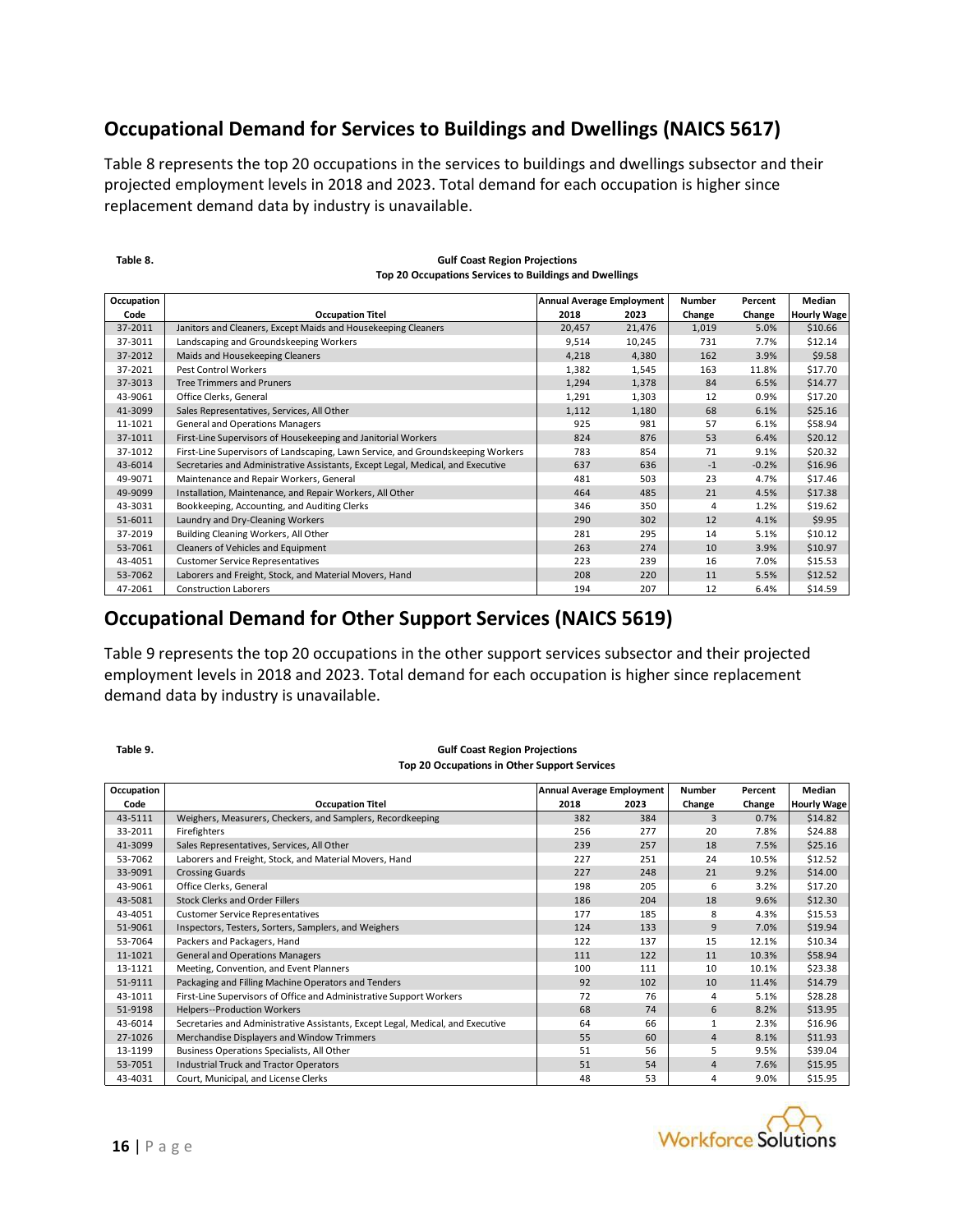## Occupational Demand for Services to Buildings and Dwellings (NAICS 5617)

Table 8 represents the top 20 occupations in the services to buildings and dwellings subsector and their projected employment levels in 2018 and 2023. Total demand for each occupation is higher since replacement demand data by industry is unavailable.

**Table 8.**

**Gulf Coast Region Projections**
**Top 20 Occupations Services to Buildings and Dwellings**

| Occupation Code | Occupation Titel | Annual Average Employment 2018 | Annual Average Employment 2023 | Number Change | Percent Change | Median Hourly Wage |
|---|---|---|---|---|---|---|
| 37-2011 | Janitors and Cleaners, Except Maids and Housekeeping Cleaners | 20,457 | 21,476 | 1,019 | 5.0% | $10.66 |
| 37-3011 | Landscaping and Groundskeeping Workers | 9,514 | 10,245 | 731 | 7.7% | $12.14 |
| 37-2012 | Maids and Housekeeping Cleaners | 4,218 | 4,380 | 162 | 3.9% | $9.58 |
| 37-2021 | Pest Control Workers | 1,382 | 1,545 | 163 | 11.8% | $17.70 |
| 37-3013 | Tree Trimmers and Pruners | 1,294 | 1,378 | 84 | 6.5% | $14.77 |
| 43-9061 | Office Clerks, General | 1,291 | 1,303 | 12 | 0.9% | $17.20 |
| 41-3099 | Sales Representatives, Services, All Other | 1,112 | 1,180 | 68 | 6.1% | $25.16 |
| 11-1021 | General and Operations Managers | 925 | 981 | 57 | 6.1% | $58.94 |
| 37-1011 | First-Line Supervisors of Housekeeping and Janitorial Workers | 824 | 876 | 53 | 6.4% | $20.12 |
| 37-1012 | First-Line Supervisors of Landscaping, Lawn Service, and Groundskeeping Workers | 783 | 854 | 71 | 9.1% | $20.32 |
| 43-6014 | Secretaries and Administrative Assistants, Except Legal, Medical, and Executive | 637 | 636 | -1 | -0.2% | $16.96 |
| 49-9071 | Maintenance and Repair Workers, General | 481 | 503 | 23 | 4.7% | $17.46 |
| 49-9099 | Installation, Maintenance, and Repair Workers, All Other | 464 | 485 | 21 | 4.5% | $17.38 |
| 43-3031 | Bookkeeping, Accounting, and Auditing Clerks | 346 | 350 | 4 | 1.2% | $19.62 |
| 51-6011 | Laundry and Dry-Cleaning Workers | 290 | 302 | 12 | 4.1% | $9.95 |
| 37-2019 | Building Cleaning Workers, All Other | 281 | 295 | 14 | 5.1% | $10.12 |
| 53-7061 | Cleaners of Vehicles and Equipment | 263 | 274 | 10 | 3.9% | $10.97 |
| 43-4051 | Customer Service Representatives | 223 | 239 | 16 | 7.0% | $15.53 |
| 53-7062 | Laborers and Freight, Stock, and Material Movers, Hand | 208 | 220 | 11 | 5.5% | $12.52 |
| 47-2061 | Construction Laborers | 194 | 207 | 12 | 6.4% | $14.59 |

## Occupational Demand for Other Support Services (NAICS 5619)

Table 9 represents the top 20 occupations in the other support services subsector and their projected employment levels in 2018 and 2023. Total demand for each occupation is higher since replacement demand data by industry is unavailable.

**Table 9.**

**Gulf Coast Region Projections**
**Top 20 Occupations in Other Support Services**

| Occupation Code | Occupation Titel | Annual Average Employment 2018 | Annual Average Employment 2023 | Number Change | Percent Change | Median Hourly Wage |
|---|---|---|---|---|---|---|
| 43-5111 | Weighers, Measurers, Checkers, and Samplers, Recordkeeping | 382 | 384 | 3 | 0.7% | $14.82 |
| 33-2011 | Firefighters | 256 | 277 | 20 | 7.8% | $24.88 |
| 41-3099 | Sales Representatives, Services, All Other | 239 | 257 | 18 | 7.5% | $25.16 |
| 53-7062 | Laborers and Freight, Stock, and Material Movers, Hand | 227 | 251 | 24 | 10.5% | $12.52 |
| 33-9091 | Crossing Guards | 227 | 248 | 21 | 9.2% | $14.00 |
| 43-9061 | Office Clerks, General | 198 | 205 | 6 | 3.2% | $17.20 |
| 43-5081 | Stock Clerks and Order Fillers | 186 | 204 | 18 | 9.6% | $12.30 |
| 43-4051 | Customer Service Representatives | 177 | 185 | 8 | 4.3% | $15.53 |
| 51-9061 | Inspectors, Testers, Sorters, Samplers, and Weighers | 124 | 133 | 9 | 7.0% | $19.94 |
| 53-7064 | Packers and Packagers, Hand | 122 | 137 | 15 | 12.1% | $10.34 |
| 11-1021 | General and Operations Managers | 111 | 122 | 11 | 10.3% | $58.94 |
| 13-1121 | Meeting, Convention, and Event Planners | 100 | 111 | 10 | 10.1% | $23.38 |
| 51-9111 | Packaging and Filling Machine Operators and Tenders | 92 | 102 | 10 | 11.4% | $14.79 |
| 43-1011 | First-Line Supervisors of Office and Administrative Support Workers | 72 | 76 | 4 | 5.1% | $28.28 |
| 51-9198 | Helpers--Production Workers | 68 | 74 | 6 | 8.2% | $13.95 |
| 43-6014 | Secretaries and Administrative Assistants, Except Legal, Medical, and Executive | 64 | 66 | 1 | 2.3% | $16.96 |
| 27-1026 | Merchandise Displayers and Window Trimmers | 55 | 60 | 4 | 8.1% | $11.93 |
| 13-1199 | Business Operations Specialists, All Other | 51 | 56 | 5 | 9.5% | $39.04 |
| 53-7051 | Industrial Truck and Tractor Operators | 51 | 54 | 4 | 7.6% | $15.95 |
| 43-4031 | Court, Municipal, and License Clerks | 48 | 53 | 4 | 9.0% | $15.95 |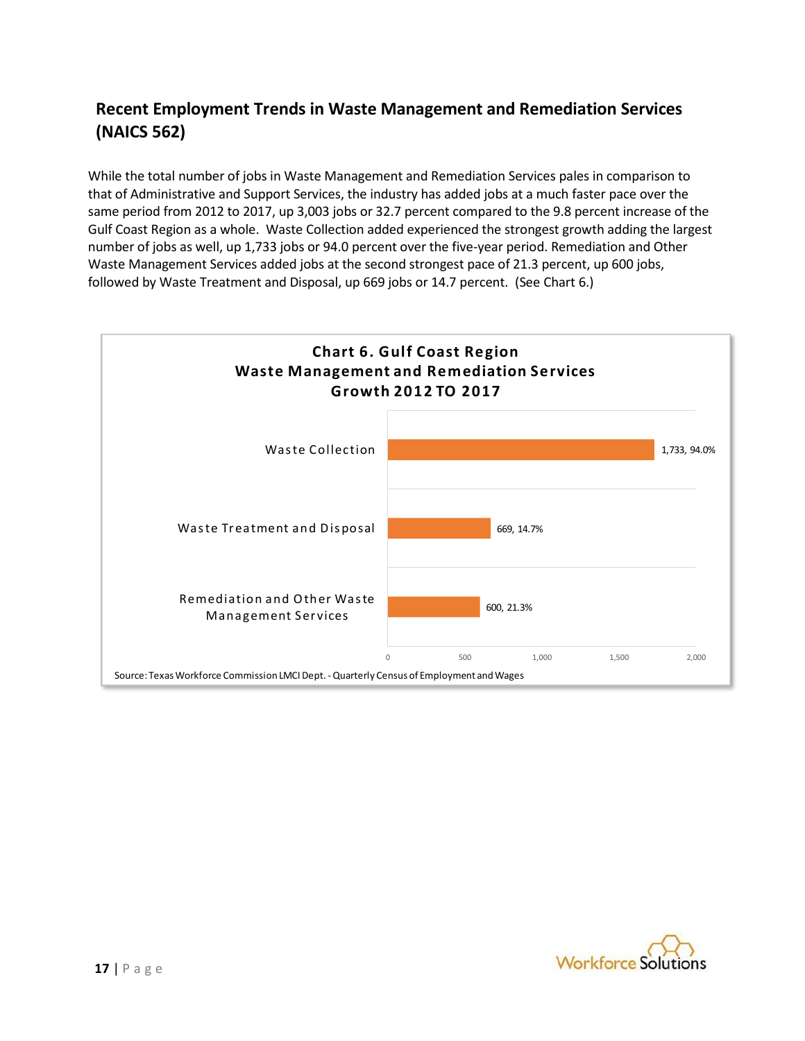## Recent Employment Trends in Waste Management and Remediation Services (NAICS 562)

While the total number of jobs in Waste Management and Remediation Services pales in comparison to that of Administrative and Support Services, the industry has added jobs at a much faster pace over the same period from 2012 to 2017, up 3,003 jobs or 32.7 percent compared to the 9.8 percent increase of the Gulf Coast Region as a whole. Waste Collection added experienced the strongest growth adding the largest number of jobs as well, up 1,733 jobs or 94.0 percent over the five-year period. Remediation and Other Waste Management Services added jobs at the second strongest pace of 21.3 percent, up 600 jobs, followed by Waste Treatment and Disposal, up 669 jobs or 14.7 percent. (See Chart 6.)

**Chart 6. Gulf Coast Region Waste Management and Remediation Services Growth 2012 TO 2017**

| Industry | Jobs Added | Percent Growth |
|---|---|---|
| Waste Collection | 1,733 | 94.0% |
| Waste Treatment and Disposal | 669 | 14.7% |
| Remediation and Other Waste Management Services | 600 | 21.3% |

Source: Texas Workforce Commission LMCI Dept. - Quarterly Census of Employment and Wages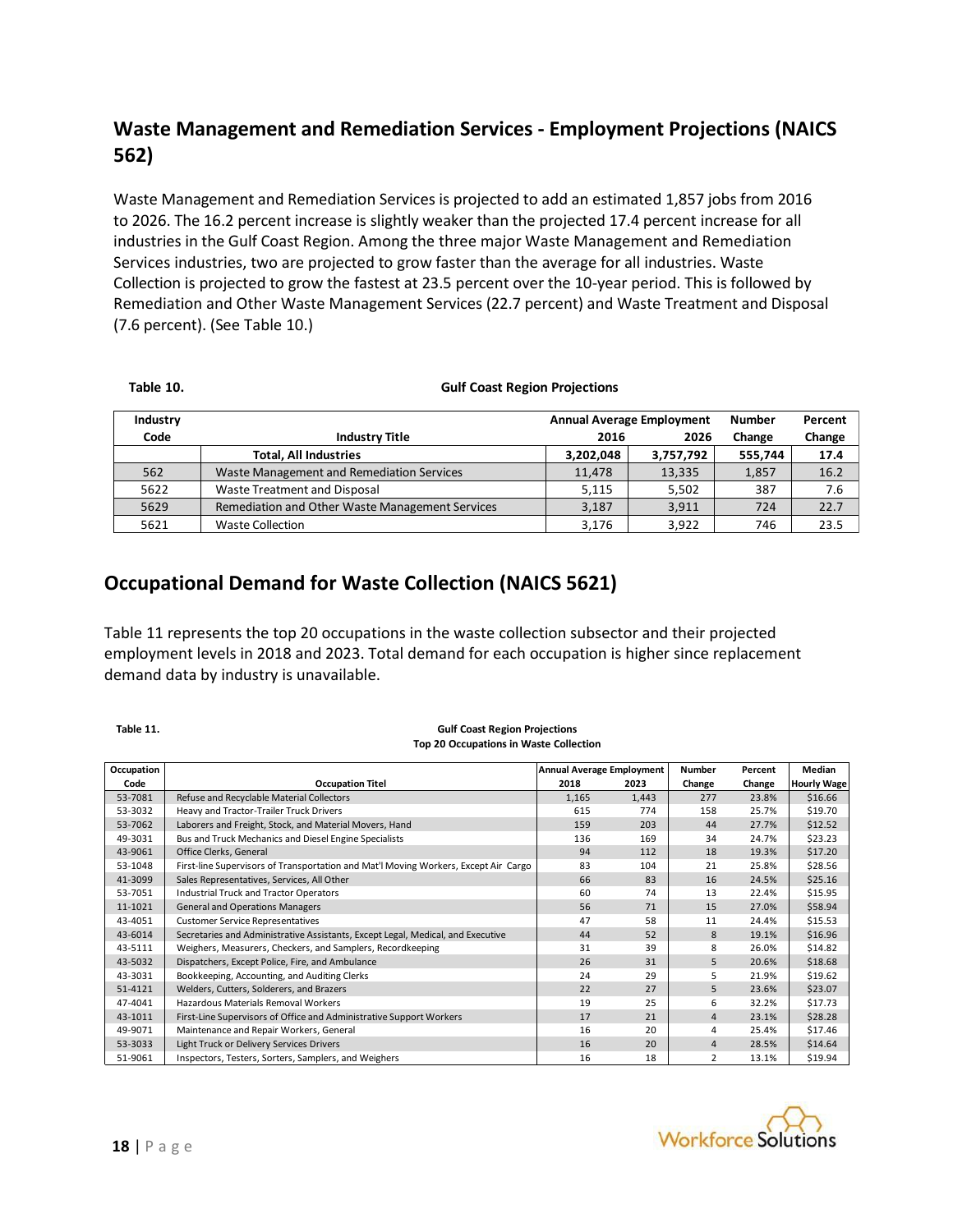## Waste Management and Remediation Services - Employment Projections (NAICS 562)

Waste Management and Remediation Services is projected to add an estimated 1,857 jobs from 2016 to 2026. The 16.2 percent increase is slightly weaker than the projected 17.4 percent increase for all industries in the Gulf Coast Region. Among the three major Waste Management and Remediation Services industries, two are projected to grow faster than the average for all industries. Waste Collection is projected to grow the fastest at 23.5 percent over the 10-year period. This is followed by Remediation and Other Waste Management Services (22.7 percent) and Waste Treatment and Disposal (7.6 percent). (See Table 10.)

**Table 10.** **Gulf Coast Region Projections**

| Industry Code | Industry Title | Annual Average Employment 2016 | 2026 | Number Change | Percent Change |
|---|---|---|---|---|---|
| | **Total, All Industries** | **3,202,048** | **3,757,792** | **555,744** | **17.4** |
| 562 | Waste Management and Remediation Services | 11,478 | 13,335 | 1,857 | 16.2 |
| 5622 | Waste Treatment and Disposal | 5,115 | 5,502 | 387 | 7.6 |
| 5629 | Remediation and Other Waste Management Services | 3,187 | 3,911 | 724 | 22.7 |
| 5621 | Waste Collection | 3,176 | 3,922 | 746 | 23.5 |

## Occupational Demand for Waste Collection (NAICS 5621)

Table 11 represents the top 20 occupations in the waste collection subsector and their projected employment levels in 2018 and 2023. Total demand for each occupation is higher since replacement demand data by industry is unavailable.

**Table 11.** **Gulf Coast Region Projections**
**Top 20 Occupations in Waste Collection**

| Occupation Code | Occupation Titel | Annual Average Employment 2018 | 2023 | Number Change | Percent Change | Median Hourly Wage |
|---|---|---|---|---|---|---|
| 53-7081 | Refuse and Recyclable Material Collectors | 1,165 | 1,443 | 277 | 23.8% | $16.66 |
| 53-3032 | Heavy and Tractor-Trailer Truck Drivers | 615 | 774 | 158 | 25.7% | $19.70 |
| 53-7062 | Laborers and Freight, Stock, and Material Movers, Hand | 159 | 203 | 44 | 27.7% | $12.52 |
| 49-3031 | Bus and Truck Mechanics and Diesel Engine Specialists | 136 | 169 | 34 | 24.7% | $23.23 |
| 43-9061 | Office Clerks, General | 94 | 112 | 18 | 19.3% | $17.20 |
| 53-1048 | First-line Supervisors of Transportation and Mat'l Moving Workers, Except Air Cargo | 83 | 104 | 21 | 25.8% | $28.56 |
| 41-3099 | Sales Representatives, Services, All Other | 66 | 83 | 16 | 24.5% | $25.16 |
| 53-7051 | Industrial Truck and Tractor Operators | 60 | 74 | 13 | 22.4% | $15.95 |
| 11-1021 | General and Operations Managers | 56 | 71 | 15 | 27.0% | $58.94 |
| 43-4051 | Customer Service Representatives | 47 | 58 | 11 | 24.4% | $15.53 |
| 43-6014 | Secretaries and Administrative Assistants, Except Legal, Medical, and Executive | 44 | 52 | 8 | 19.1% | $16.96 |
| 43-5111 | Weighers, Measurers, Checkers, and Samplers, Recordkeeping | 31 | 39 | 8 | 26.0% | $14.82 |
| 43-5032 | Dispatchers, Except Police, Fire, and Ambulance | 26 | 31 | 5 | 20.6% | $18.68 |
| 43-3031 | Bookkeeping, Accounting, and Auditing Clerks | 24 | 29 | 5 | 21.9% | $19.62 |
| 51-4121 | Welders, Cutters, Solderers, and Brazers | 22 | 27 | 5 | 23.6% | $23.07 |
| 47-4041 | Hazardous Materials Removal Workers | 19 | 25 | 6 | 32.2% | $17.73 |
| 43-1011 | First-Line Supervisors of Office and Administrative Support Workers | 17 | 21 | 4 | 23.1% | $28.28 |
| 49-9071 | Maintenance and Repair Workers, General | 16 | 20 | 4 | 25.4% | $17.46 |
| 53-3033 | Light Truck or Delivery Services Drivers | 16 | 20 | 4 | 28.5% | $14.64 |
| 51-9061 | Inspectors, Testers, Sorters, Samplers, and Weighers | 16 | 18 | 2 | 13.1% | $19.94 |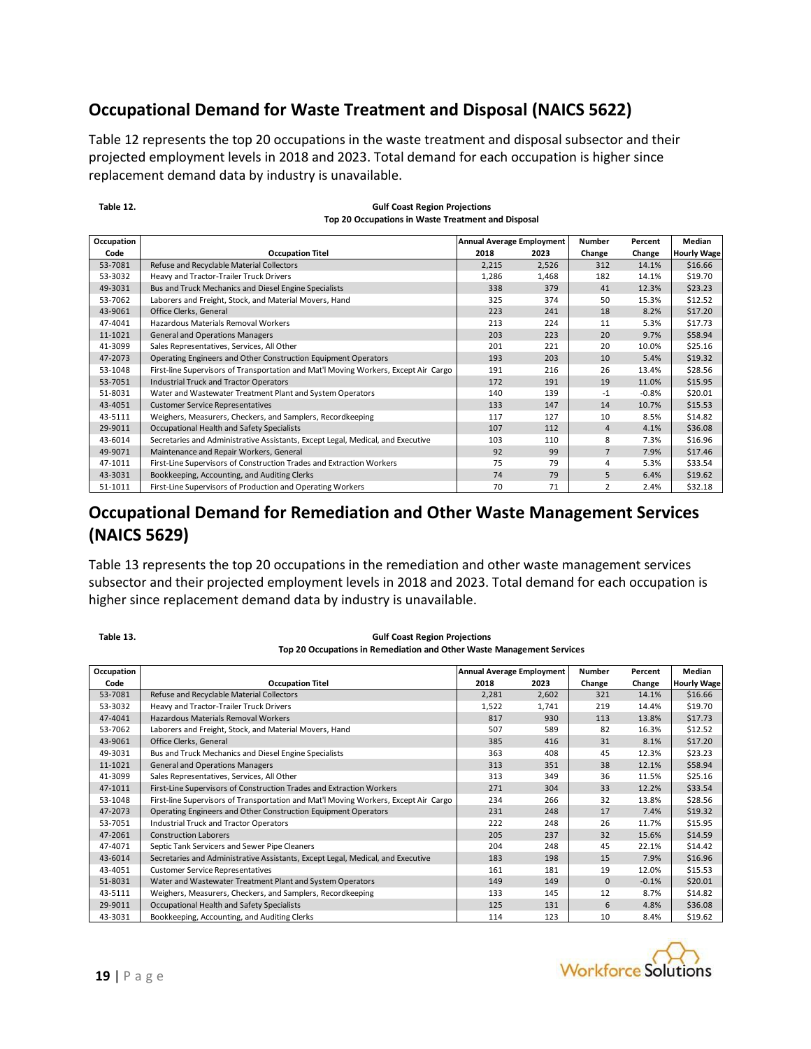## Occupational Demand for Waste Treatment and Disposal (NAICS 5622)

Table 12 represents the top 20 occupations in the waste treatment and disposal subsector and their projected employment levels in 2018 and 2023. Total demand for each occupation is higher since replacement demand data by industry is unavailable.

**Table 12.**

**Gulf Coast Region Projections**
**Top 20 Occupations in Waste Treatment and Disposal**

| Occupation Code | Occupation Titel | Annual Average Employment 2018 | Annual Average Employment 2023 | Number Change | Percent Change | Median Hourly Wage |
|---|---|---|---|---|---|---|
| 53-7081 | Refuse and Recyclable Material Collectors | 2,215 | 2,526 | 312 | 14.1% | $16.66 |
| 53-3032 | Heavy and Tractor-Trailer Truck Drivers | 1,286 | 1,468 | 182 | 14.1% | $19.70 |
| 49-3031 | Bus and Truck Mechanics and Diesel Engine Specialists | 338 | 379 | 41 | 12.3% | $23.23 |
| 53-7062 | Laborers and Freight, Stock, and Material Movers, Hand | 325 | 374 | 50 | 15.3% | $12.52 |
| 43-9061 | Office Clerks, General | 223 | 241 | 18 | 8.2% | $17.20 |
| 47-4041 | Hazardous Materials Removal Workers | 213 | 224 | 11 | 5.3% | $17.73 |
| 11-1021 | General and Operations Managers | 203 | 223 | 20 | 9.7% | $58.94 |
| 41-3099 | Sales Representatives, Services, All Other | 201 | 221 | 20 | 10.0% | $25.16 |
| 47-2073 | Operating Engineers and Other Construction Equipment Operators | 193 | 203 | 10 | 5.4% | $19.32 |
| 53-1048 | First-line Supervisors of Transportation and Mat'l Moving Workers, Except Air Cargo | 191 | 216 | 26 | 13.4% | $28.56 |
| 53-7051 | Industrial Truck and Tractor Operators | 172 | 191 | 19 | 11.0% | $15.95 |
| 51-8031 | Water and Wastewater Treatment Plant and System Operators | 140 | 139 | -1 | -0.8% | $20.01 |
| 43-4051 | Customer Service Representatives | 133 | 147 | 14 | 10.7% | $15.53 |
| 43-5111 | Weighers, Measurers, Checkers, and Samplers, Recordkeeping | 117 | 127 | 10 | 8.5% | $14.82 |
| 29-9011 | Occupational Health and Safety Specialists | 107 | 112 | 4 | 4.1% | $36.08 |
| 43-6014 | Secretaries and Administrative Assistants, Except Legal, Medical, and Executive | 103 | 110 | 8 | 7.3% | $16.96 |
| 49-9071 | Maintenance and Repair Workers, General | 92 | 99 | 7 | 7.9% | $17.46 |
| 47-1011 | First-Line Supervisors of Construction Trades and Extraction Workers | 75 | 79 | 4 | 5.3% | $33.54 |
| 43-3031 | Bookkeeping, Accounting, and Auditing Clerks | 74 | 79 | 5 | 6.4% | $19.62 |
| 51-1011 | First-Line Supervisors of Production and Operating Workers | 70 | 71 | 2 | 2.4% | $32.18 |

## Occupational Demand for Remediation and Other Waste Management Services (NAICS 5629)

Table 13 represents the top 20 occupations in the remediation and other waste management services subsector and their projected employment levels in 2018 and 2023. Total demand for each occupation is higher since replacement demand data by industry is unavailable.

**Table 13.**

**Gulf Coast Region Projections**
**Top 20 Occupations in Remediation and Other Waste Management Services**

| Occupation Code | Occupation Titel | Annual Average Employment 2018 | Annual Average Employment 2023 | Number Change | Percent Change | Median Hourly Wage |
|---|---|---|---|---|---|---|
| 53-7081 | Refuse and Recyclable Material Collectors | 2,281 | 2,602 | 321 | 14.1% | $16.66 |
| 53-3032 | Heavy and Tractor-Trailer Truck Drivers | 1,522 | 1,741 | 219 | 14.4% | $19.70 |
| 47-4041 | Hazardous Materials Removal Workers | 817 | 930 | 113 | 13.8% | $17.73 |
| 53-7062 | Laborers and Freight, Stock, and Material Movers, Hand | 507 | 589 | 82 | 16.3% | $12.52 |
| 43-9061 | Office Clerks, General | 385 | 416 | 31 | 8.1% | $17.20 |
| 49-3031 | Bus and Truck Mechanics and Diesel Engine Specialists | 363 | 408 | 45 | 12.3% | $23.23 |
| 11-1021 | General and Operations Managers | 313 | 351 | 38 | 12.1% | $58.94 |
| 41-3099 | Sales Representatives, Services, All Other | 313 | 349 | 36 | 11.5% | $25.16 |
| 47-1011 | First-Line Supervisors of Construction Trades and Extraction Workers | 271 | 304 | 33 | 12.2% | $33.54 |
| 53-1048 | First-line Supervisors of Transportation and Mat'l Moving Workers, Except Air Cargo | 234 | 266 | 32 | 13.8% | $28.56 |
| 47-2073 | Operating Engineers and Other Construction Equipment Operators | 231 | 248 | 17 | 7.4% | $19.32 |
| 53-7051 | Industrial Truck and Tractor Operators | 222 | 248 | 26 | 11.7% | $15.95 |
| 47-2061 | Construction Laborers | 205 | 237 | 32 | 15.6% | $14.59 |
| 47-4071 | Septic Tank Servicers and Sewer Pipe Cleaners | 204 | 248 | 45 | 22.1% | $14.42 |
| 43-6014 | Secretaries and Administrative Assistants, Except Legal, Medical, and Executive | 183 | 198 | 15 | 7.9% | $16.96 |
| 43-4051 | Customer Service Representatives | 161 | 181 | 19 | 12.0% | $15.53 |
| 51-8031 | Water and Wastewater Treatment Plant and System Operators | 149 | 149 | 0 | -0.1% | $20.01 |
| 43-5111 | Weighers, Measurers, Checkers, and Samplers, Recordkeeping | 133 | 145 | 12 | 8.7% | $14.82 |
| 29-9011 | Occupational Health and Safety Specialists | 125 | 131 | 6 | 4.8% | $36.08 |
| 43-3031 | Bookkeeping, Accounting, and Auditing Clerks | 114 | 123 | 10 | 8.4% | $19.62 |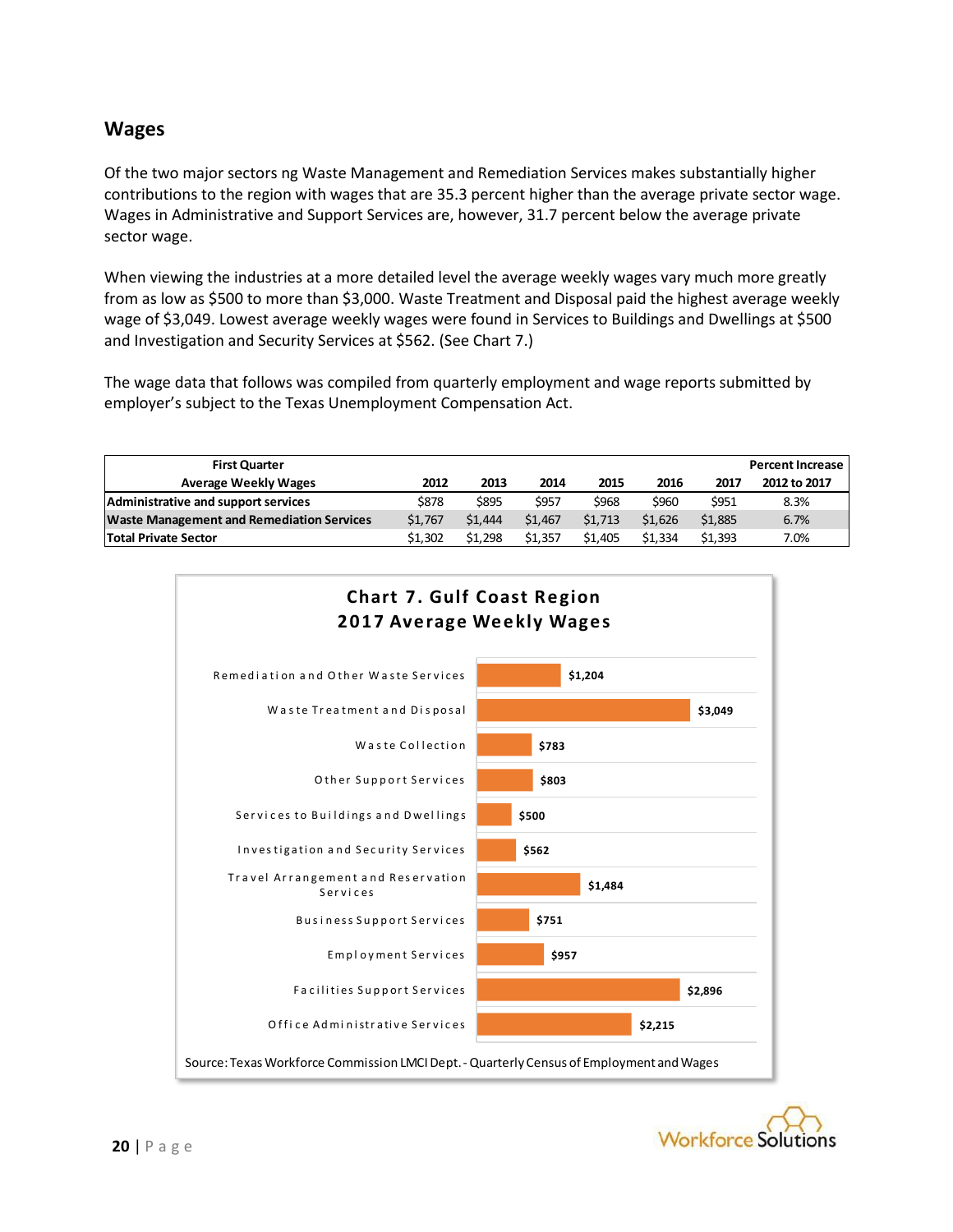## Wages

Of the two major sectors ng Waste Management and Remediation Services makes substantially higher contributions to the region with wages that are 35.3 percent higher than the average private sector wage. Wages in Administrative and Support Services are, however, 31.7 percent below the average private sector wage.

When viewing the industries at a more detailed level the average weekly wages vary much more greatly from as low as $500 to more than $3,000. Waste Treatment and Disposal paid the highest average weekly wage of $3,049. Lowest average weekly wages were found in Services to Buildings and Dwellings at $500 and Investigation and Security Services at $562. (See Chart 7.)

The wage data that follows was compiled from quarterly employment and wage reports submitted by employer's subject to the Texas Unemployment Compensation Act.

| First Quarter Average Weekly Wages | 2012 | 2013 | 2014 | 2015 | 2016 | 2017 | Percent Increase 2012 to 2017 |
|---|---|---|---|---|---|---|---|
| **Administrative and support services** | $878 | $895 | $957 | $968 | $960 | $951 | 8.3% |
| **Waste Management and Remediation Services** | $1,767 | $1,444 | $1,467 | $1,713 | $1,626 | $1,885 | 6.7% |
| **Total Private Sector** | $1,302 | $1,298 | $1,357 | $1,405 | $1,334 | $1,393 | 7.0% |

**Chart 7. Gulf Coast Region 2017 Average Weekly Wages**

| Industry | Average Weekly Wage |
|---|---|
| Remediation and Other Waste Services | $1,204 |
| Waste Treatment and Disposal | $3,049 |
| Waste Collection | $783 |
| Other Support Services | $803 |
| Services to Buildings and Dwellings | $500 |
| Investigation and Security Services | $562 |
| Travel Arrangement and Reservation Services | $1,484 |
| Business Support Services | $751 |
| Employment Services | $957 |
| Facilities Support Services | $2,896 |
| Office Administrative Services | $2,215 |

Source: Texas Workforce Commission LMCI Dept. - Quarterly Census of Employment and Wages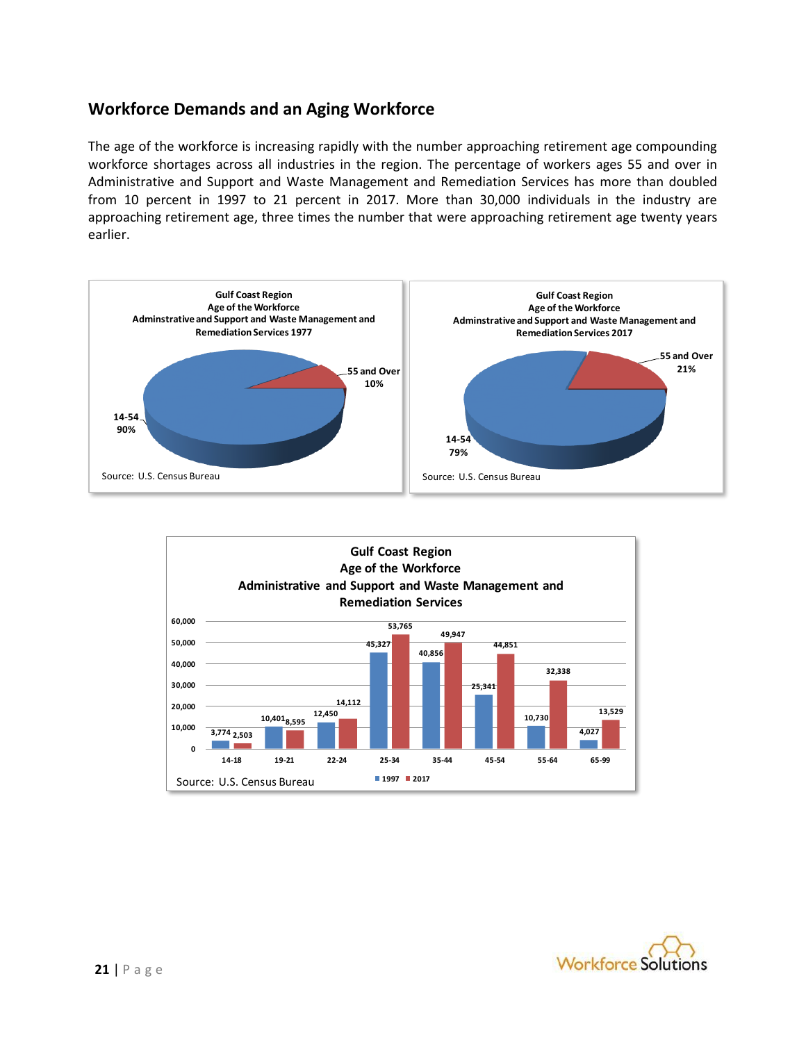## Workforce Demands and an Aging Workforce

The age of the workforce is increasing rapidly with the number approaching retirement age compounding workforce shortages across all industries in the region. The percentage of workers ages 55 and over in Administrative and Support and Waste Management and Remediation Services has more than doubled from 10 percent in 1997 to 21 percent in 2017. More than 30,000 individuals in the industry are approaching retirement age, three times the number that were approaching retirement age twenty years earlier.

Gulf Coast Region
Age of the Workforce
Adminstrative and Support and Waste Management and Remediation Services 1977

55 and Over 10%
14-54 90%

Source: U.S. Census Bureau

Gulf Coast Region
Age of the Workforce
Adminstrative and Support and Waste Management and Remediation Services 2017

55 and Over 21%
14-54 79%

Source: U.S. Census Bureau

Gulf Coast Region
Age of the Workforce
Administrative and Support and Waste Management and Remediation Services

60,000
50,000
40,000
30,000
20,000
10,000
0

14-18: 3,774 2,503
19-21: 10,401 8,595
22-24: 12,450 14,112
25-34: 45,327 53,765
35-44: 40,856 49,947
45-54: 25,341 44,851
55-64: 10,730 32,338
65-99: 4,027 13,529

1997 2017

Source: U.S. Census Bureau